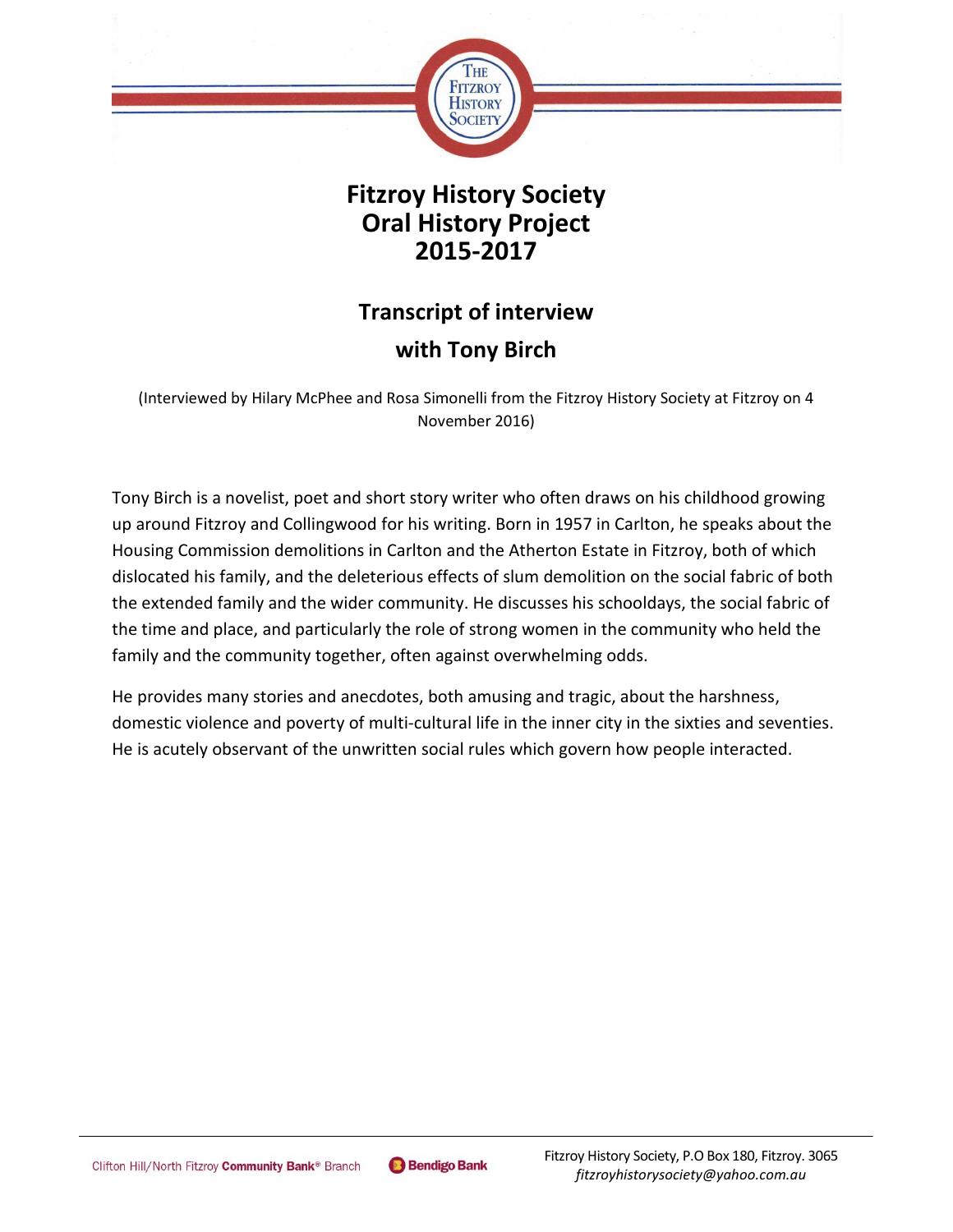# Fitzroy History Society
# Oral History Project
# 2015-2017

## Transcript of interview

## with Tony Birch

(Interviewed by Hilary McPhee and Rosa Simonelli from the Fitzroy History Society at Fitzroy on 4 November 2016)

Tony Birch is a novelist, poet and short story writer who often draws on his childhood growing up around Fitzroy and Collingwood for his writing. Born in 1957 in Carlton, he speaks about the Housing Commission demolitions in Carlton and the Atherton Estate in Fitzroy, both of which dislocated his family, and the deleterious effects of slum demolition on the social fabric of both the extended family and the wider community. He discusses his schooldays, the social fabric of the time and place, and particularly the role of strong women in the community who held the family and the community together, often against overwhelming odds.

He provides many stories and anecdotes, both amusing and tragic, about the harshness, domestic violence and poverty of multi-cultural life in the inner city in the sixties and seventies. He is acutely observant of the unwritten social rules which govern how people interacted.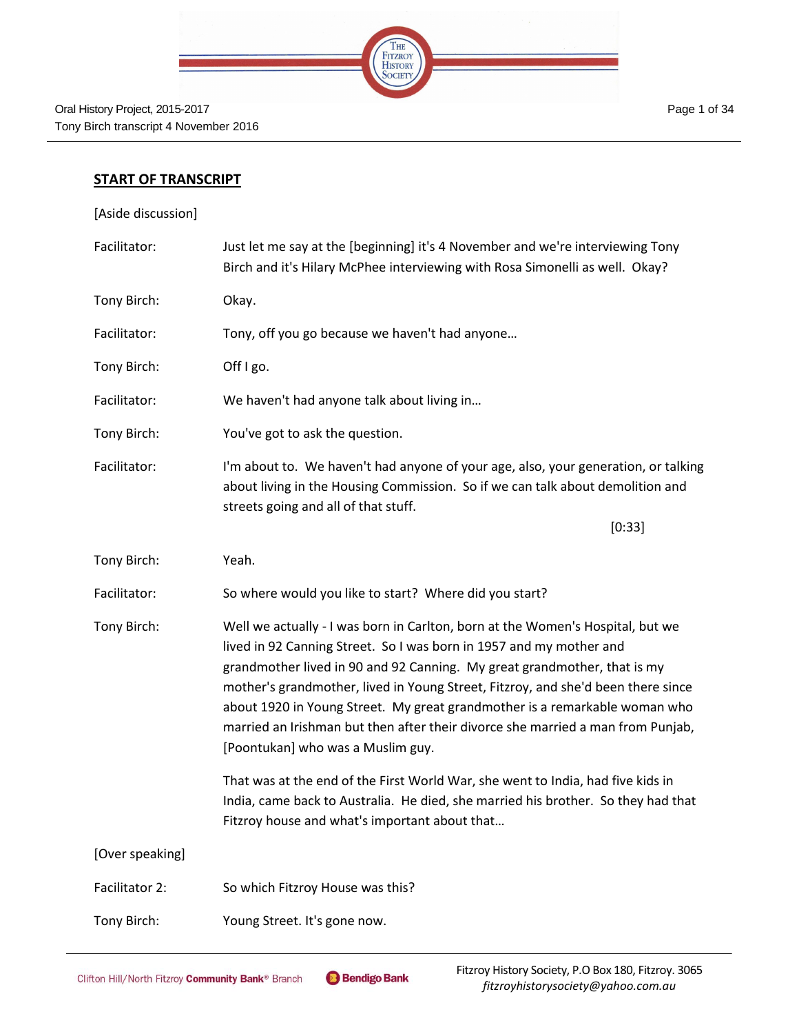## START OF TRANSCRIPT

[Aside discussion]

| | |
|---|---|
| Facilitator: | Just let me say at the [beginning] it's 4 November and we're interviewing Tony Birch and it's Hilary McPhee interviewing with Rosa Simonelli as well. Okay? |
| Tony Birch: | Okay. |
| Facilitator: | Tony, off you go because we haven't had anyone… |
| Tony Birch: | Off I go. |
| Facilitator: | We haven't had anyone talk about living in… |
| Tony Birch: | You've got to ask the question. |
| Facilitator: | I'm about to. We haven't had anyone of your age, also, your generation, or talking about living in the Housing Commission. So if we can talk about demolition and streets going and all of that stuff. [0:33] |
| Tony Birch: | Yeah. |
| Facilitator: | So where would you like to start? Where did you start? |
| Tony Birch: | Well we actually - I was born in Carlton, born at the Women's Hospital, but we lived in 92 Canning Street. So I was born in 1957 and my mother and grandmother lived in 90 and 92 Canning. My great grandmother, that is my mother's grandmother, lived in Young Street, Fitzroy, and she'd been there since about 1920 in Young Street. My great grandmother is a remarkable woman who married an Irishman but then after their divorce she married a man from Punjab, [Poontukan] who was a Muslim guy. |
| | That was at the end of the First World War, she went to India, had five kids in India, came back to Australia. He died, she married his brother. So they had that Fitzroy house and what's important about that… |

[Over speaking]

| | |
|---|---|
| Facilitator 2: | So which Fitzroy House was this? |
| Tony Birch: | Young Street. It's gone now. |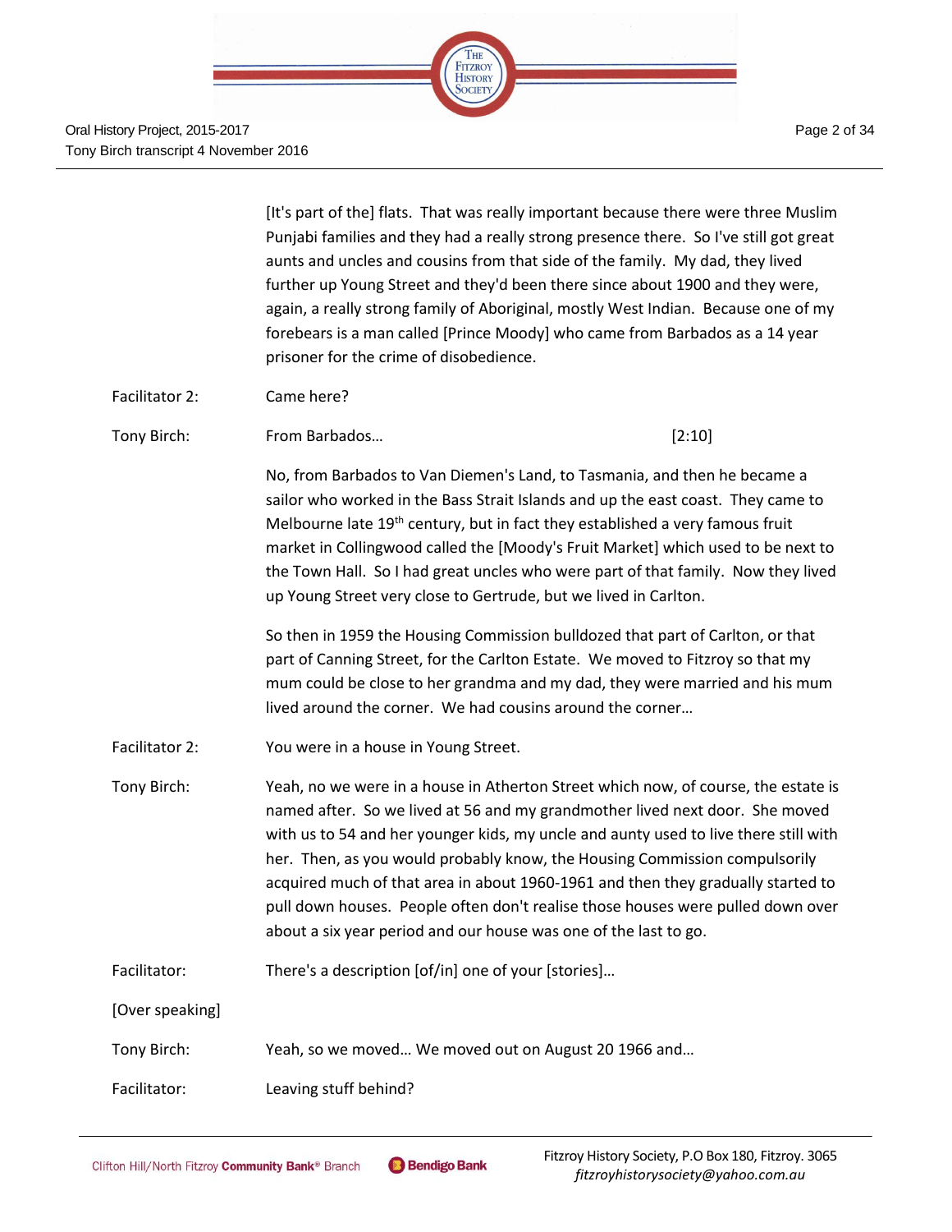[It's part of the] flats. That was really important because there were three Muslim Punjabi families and they had a really strong presence there. So I've still got great aunts and uncles and cousins from that side of the family. My dad, they lived further up Young Street and they'd been there since about 1900 and they were, again, a really strong family of Aboriginal, mostly West Indian. Because one of my forebears is a man called [Prince Moody] who came from Barbados as a 14 year prisoner for the crime of disobedience.

Facilitator 2: Came here?

Tony Birch: From Barbados… [2:10]

No, from Barbados to Van Diemen's Land, to Tasmania, and then he became a sailor who worked in the Bass Strait Islands and up the east coast. They came to Melbourne late 19th century, but in fact they established a very famous fruit market in Collingwood called the [Moody's Fruit Market] which used to be next to the Town Hall. So I had great uncles who were part of that family. Now they lived up Young Street very close to Gertrude, but we lived in Carlton.

So then in 1959 the Housing Commission bulldozed that part of Carlton, or that part of Canning Street, for the Carlton Estate. We moved to Fitzroy so that my mum could be close to her grandma and my dad, they were married and his mum lived around the corner. We had cousins around the corner…

Facilitator 2: You were in a house in Young Street.

Tony Birch: Yeah, no we were in a house in Atherton Street which now, of course, the estate is named after. So we lived at 56 and my grandmother lived next door. She moved with us to 54 and her younger kids, my uncle and aunty used to live there still with her. Then, as you would probably know, the Housing Commission compulsorily acquired much of that area in about 1960-1961 and then they gradually started to pull down houses. People often don't realise those houses were pulled down over about a six year period and our house was one of the last to go.

Facilitator: There's a description [of/in] one of your [stories]…

[Over speaking]

Tony Birch: Yeah, so we moved… We moved out on August 20 1966 and…

Facilitator: Leaving stuff behind?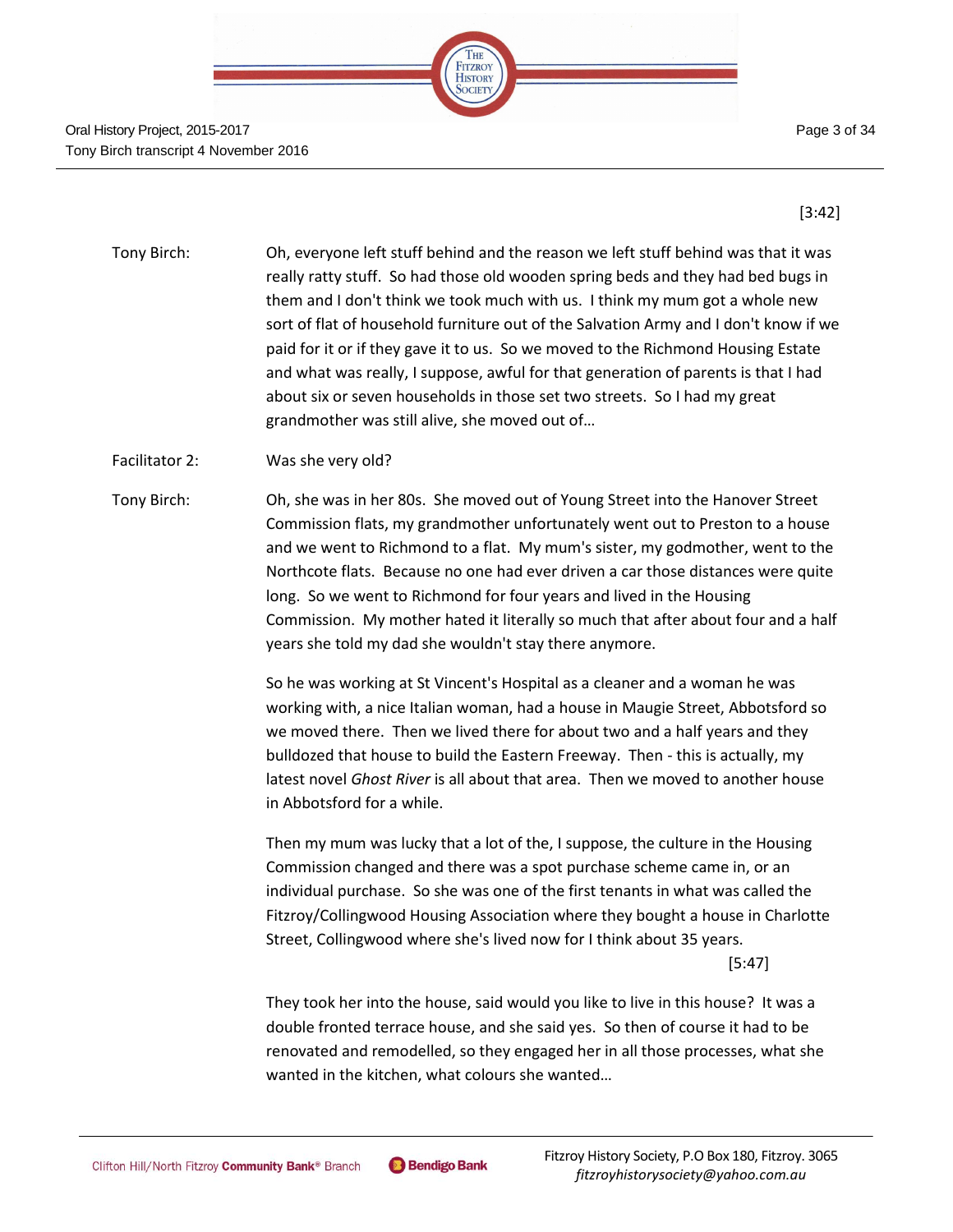[3:42]

Tony Birch: Oh, everyone left stuff behind and the reason we left stuff behind was that it was really ratty stuff. So had those old wooden spring beds and they had bed bugs in them and I don't think we took much with us. I think my mum got a whole new sort of flat of household furniture out of the Salvation Army and I don't know if we paid for it or if they gave it to us. So we moved to the Richmond Housing Estate and what was really, I suppose, awful for that generation of parents is that I had about six or seven households in those set two streets. So I had my great grandmother was still alive, she moved out of…

Facilitator 2: Was she very old?

Tony Birch: Oh, she was in her 80s. She moved out of Young Street into the Hanover Street Commission flats, my grandmother unfortunately went out to Preston to a house and we went to Richmond to a flat. My mum's sister, my godmother, went to the Northcote flats. Because no one had ever driven a car those distances were quite long. So we went to Richmond for four years and lived in the Housing Commission. My mother hated it literally so much that after about four and a half years she told my dad she wouldn't stay there anymore.

So he was working at St Vincent's Hospital as a cleaner and a woman he was working with, a nice Italian woman, had a house in Maugie Street, Abbotsford so we moved there. Then we lived there for about two and a half years and they bulldozed that house to build the Eastern Freeway. Then - this is actually, my latest novel *Ghost River* is all about that area. Then we moved to another house in Abbotsford for a while.

Then my mum was lucky that a lot of the, I suppose, the culture in the Housing Commission changed and there was a spot purchase scheme came in, or an individual purchase. So she was one of the first tenants in what was called the Fitzroy/Collingwood Housing Association where they bought a house in Charlotte Street, Collingwood where she's lived now for I think about 35 years.

[5:47]

They took her into the house, said would you like to live in this house? It was a double fronted terrace house, and she said yes. So then of course it had to be renovated and remodelled, so they engaged her in all those processes, what she wanted in the kitchen, what colours she wanted…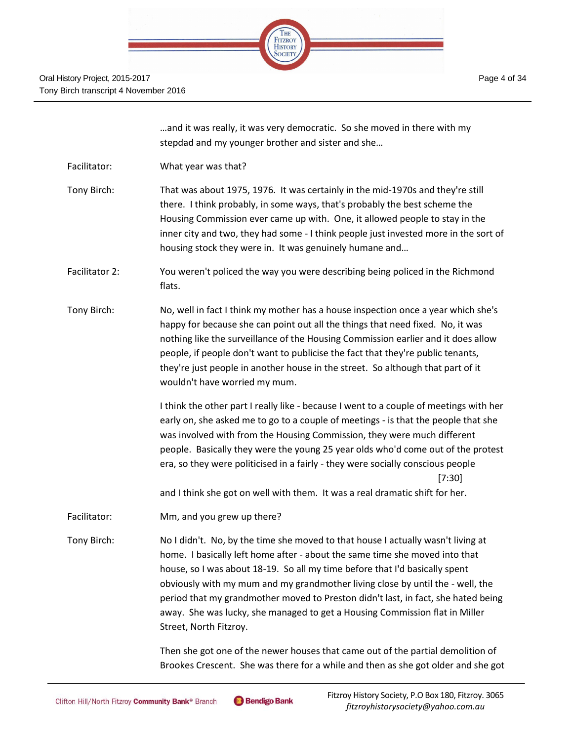…and it was really, it was very democratic. So she moved in there with my stepdad and my younger brother and sister and she…

Facilitator: What year was that?

Tony Birch: That was about 1975, 1976. It was certainly in the mid-1970s and they're still there. I think probably, in some ways, that's probably the best scheme the Housing Commission ever came up with. One, it allowed people to stay in the inner city and two, they had some - I think people just invested more in the sort of housing stock they were in. It was genuinely humane and…

Facilitator 2: You weren't policed the way you were describing being policed in the Richmond flats.

Tony Birch: No, well in fact I think my mother has a house inspection once a year which she's happy for because she can point out all the things that need fixed. No, it was nothing like the surveillance of the Housing Commission earlier and it does allow people, if people don't want to publicise the fact that they're public tenants, they're just people in another house in the street. So although that part of it wouldn't have worried my mum.

I think the other part I really like - because I went to a couple of meetings with her early on, she asked me to go to a couple of meetings - is that the people that she was involved with from the Housing Commission, they were much different people. Basically they were the young 25 year olds who'd come out of the protest era, so they were politicised in a fairly - they were socially conscious people [7:30] and I think she got on well with them. It was a real dramatic shift for her.

Facilitator: Mm, and you grew up there?

Tony Birch: No I didn't. No, by the time she moved to that house I actually wasn't living at home. I basically left home after - about the same time she moved into that house, so I was about 18-19. So all my time before that I'd basically spent obviously with my mum and my grandmother living close by until the - well, the period that my grandmother moved to Preston didn't last, in fact, she hated being away. She was lucky, she managed to get a Housing Commission flat in Miller Street, North Fitzroy.

Then she got one of the newer houses that came out of the partial demolition of Brookes Crescent. She was there for a while and then as she got older and she got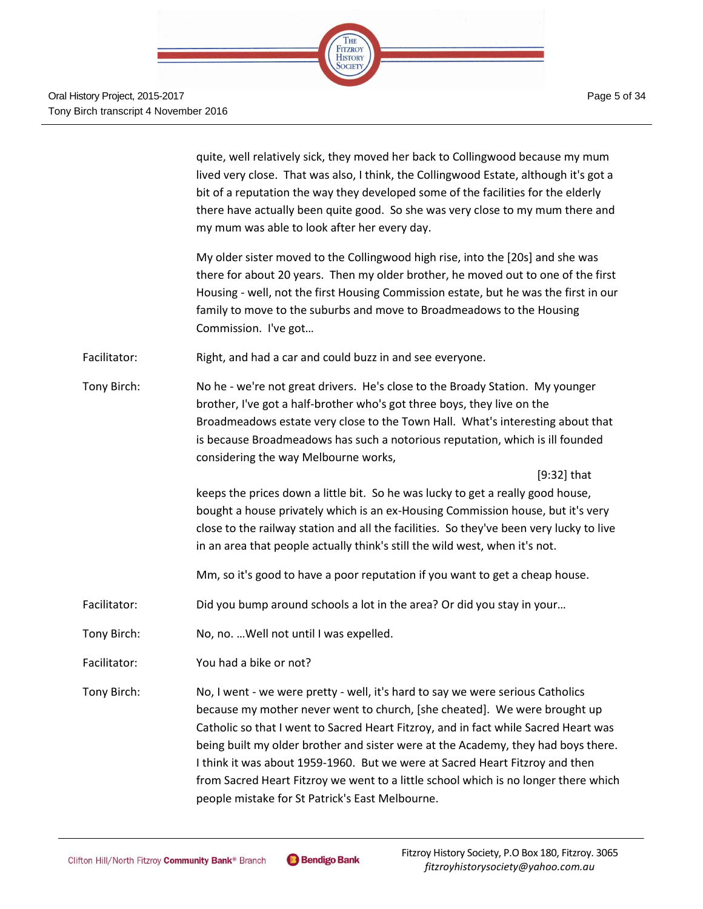quite, well relatively sick, they moved her back to Collingwood because my mum lived very close. That was also, I think, the Collingwood Estate, although it's got a bit of a reputation the way they developed some of the facilities for the elderly there have actually been quite good. So she was very close to my mum there and my mum was able to look after her every day.

My older sister moved to the Collingwood high rise, into the [20s] and she was there for about 20 years. Then my older brother, he moved out to one of the first Housing - well, not the first Housing Commission estate, but he was the first in our family to move to the suburbs and move to Broadmeadows to the Housing Commission. I've got…

Facilitator: Right, and had a car and could buzz in and see everyone.

Tony Birch: No he - we're not great drivers. He's close to the Broady Station. My younger brother, I've got a half-brother who's got three boys, they live on the Broadmeadows estate very close to the Town Hall. What's interesting about that is because Broadmeadows has such a notorious reputation, which is ill founded considering the way Melbourne works,

[9:32] that keeps the prices down a little bit. So he was lucky to get a really good house, bought a house privately which is an ex-Housing Commission house, but it's very close to the railway station and all the facilities. So they've been very lucky to live in an area that people actually think's still the wild west, when it's not.

Mm, so it's good to have a poor reputation if you want to get a cheap house.

Facilitator: Did you bump around schools a lot in the area? Or did you stay in your…

Tony Birch: No, no. …Well not until I was expelled.

Facilitator: You had a bike or not?

Tony Birch: No, I went - we were pretty - well, it's hard to say we were serious Catholics because my mother never went to church, [she cheated]. We were brought up Catholic so that I went to Sacred Heart Fitzroy, and in fact while Sacred Heart was being built my older brother and sister were at the Academy, they had boys there. I think it was about 1959-1960. But we were at Sacred Heart Fitzroy and then from Sacred Heart Fitzroy we went to a little school which is no longer there which people mistake for St Patrick's East Melbourne.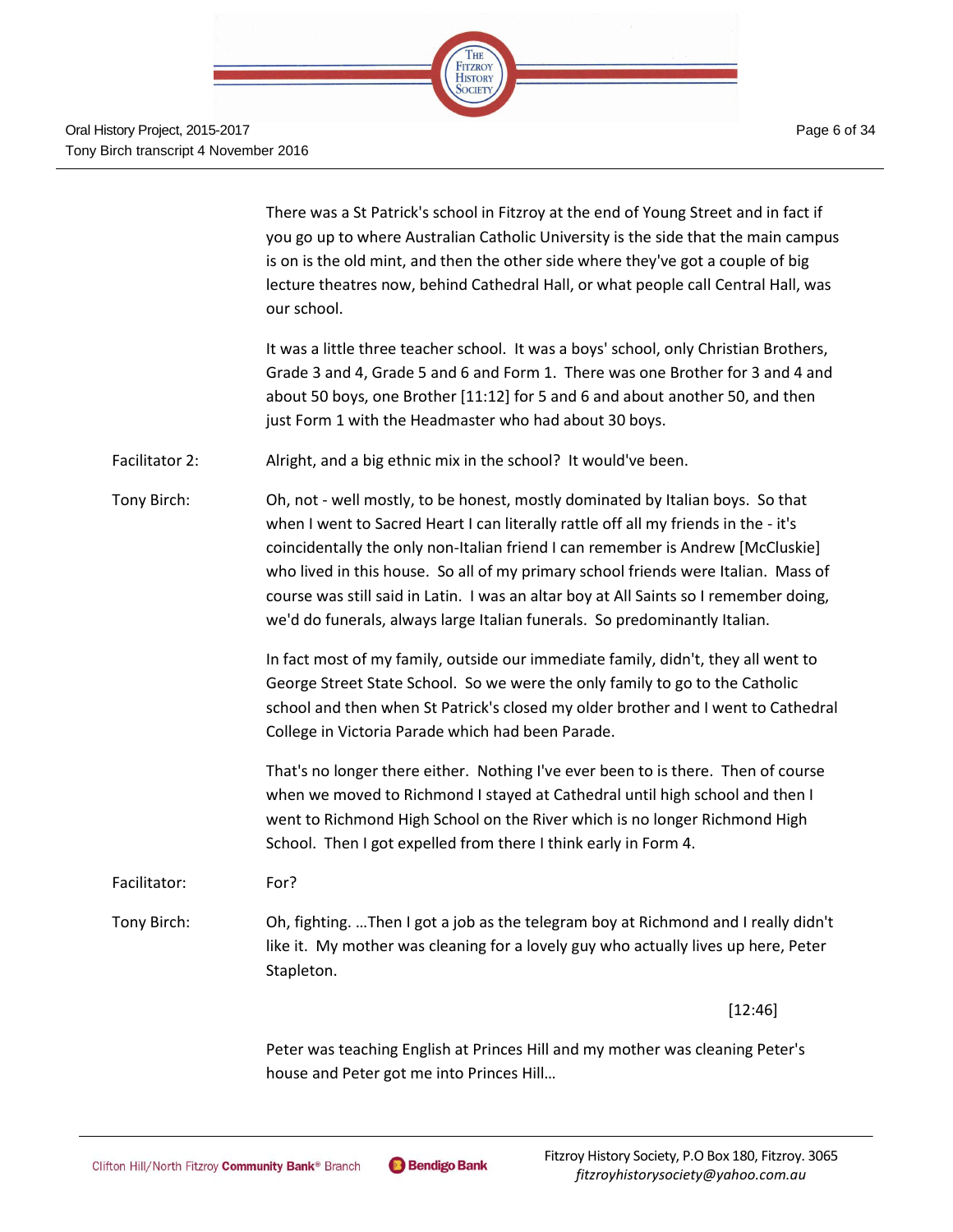There was a St Patrick's school in Fitzroy at the end of Young Street and in fact if you go up to where Australian Catholic University is the side that the main campus is on is the old mint, and then the other side where they've got a couple of big lecture theatres now, behind Cathedral Hall, or what people call Central Hall, was our school.

It was a little three teacher school. It was a boys' school, only Christian Brothers, Grade 3 and 4, Grade 5 and 6 and Form 1. There was one Brother for 3 and 4 and about 50 boys, one Brother [11:12] for 5 and 6 and about another 50, and then just Form 1 with the Headmaster who had about 30 boys.

Facilitator 2: Alright, and a big ethnic mix in the school? It would've been.

Tony Birch: Oh, not - well mostly, to be honest, mostly dominated by Italian boys. So that when I went to Sacred Heart I can literally rattle off all my friends in the - it's coincidentally the only non-Italian friend I can remember is Andrew [McCluskie] who lived in this house. So all of my primary school friends were Italian. Mass of course was still said in Latin. I was an altar boy at All Saints so I remember doing, we'd do funerals, always large Italian funerals. So predominantly Italian.

In fact most of my family, outside our immediate family, didn't, they all went to George Street State School. So we were the only family to go to the Catholic school and then when St Patrick's closed my older brother and I went to Cathedral College in Victoria Parade which had been Parade.

That's no longer there either. Nothing I've ever been to is there. Then of course when we moved to Richmond I stayed at Cathedral until high school and then I went to Richmond High School on the River which is no longer Richmond High School. Then I got expelled from there I think early in Form 4.

Facilitator: For?

Tony Birch: Oh, fighting. …Then I got a job as the telegram boy at Richmond and I really didn't like it. My mother was cleaning for a lovely guy who actually lives up here, Peter Stapleton.

[12:46]

Peter was teaching English at Princes Hill and my mother was cleaning Peter's house and Peter got me into Princes Hill…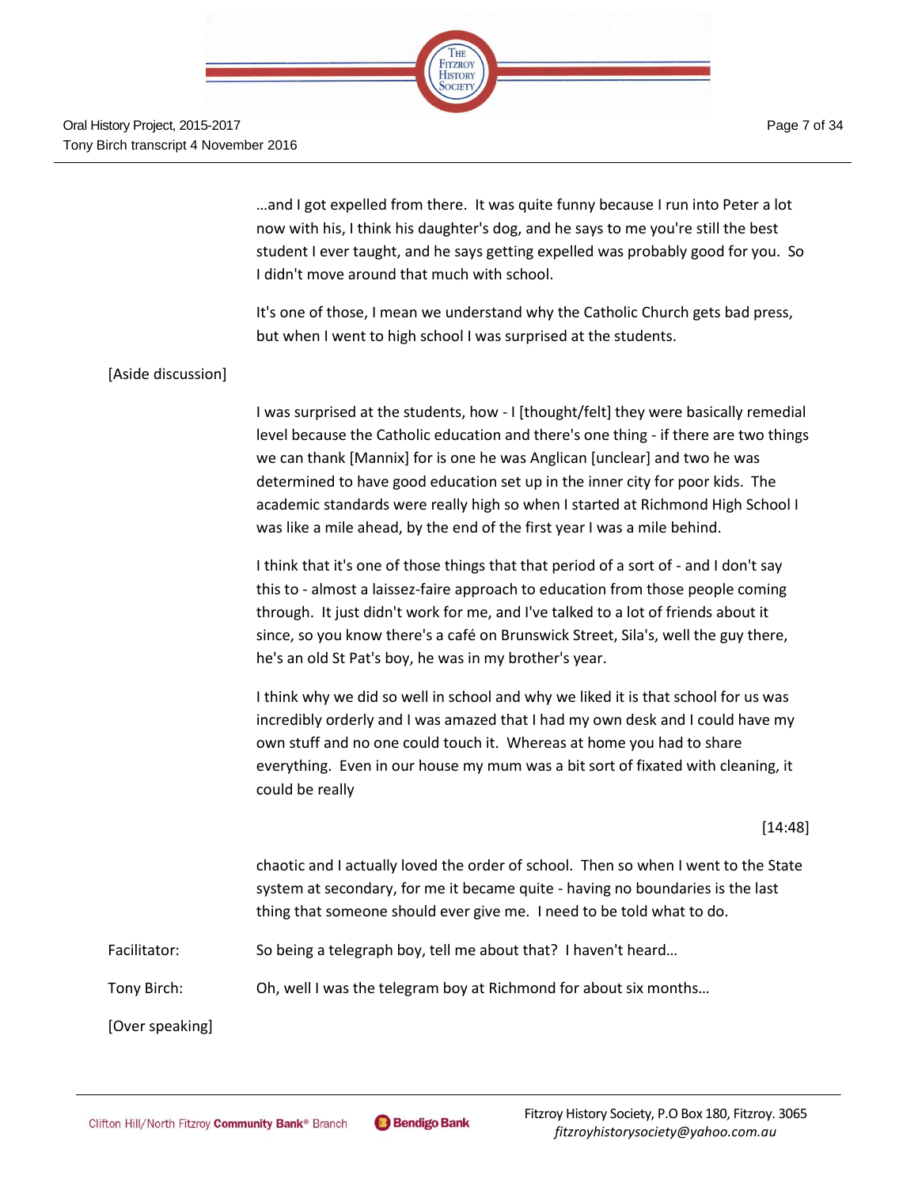…and I got expelled from there. It was quite funny because I run into Peter a lot now with his, I think his daughter's dog, and he says to me you're still the best student I ever taught, and he says getting expelled was probably good for you. So I didn't move around that much with school.

It's one of those, I mean we understand why the Catholic Church gets bad press, but when I went to high school I was surprised at the students.

[Aside discussion]

I was surprised at the students, how - I [thought/felt] they were basically remedial level because the Catholic education and there's one thing - if there are two things we can thank [Mannix] for is one he was Anglican [unclear] and two he was determined to have good education set up in the inner city for poor kids. The academic standards were really high so when I started at Richmond High School I was like a mile ahead, by the end of the first year I was a mile behind.

I think that it's one of those things that that period of a sort of - and I don't say this to - almost a laissez-faire approach to education from those people coming through. It just didn't work for me, and I've talked to a lot of friends about it since, so you know there's a café on Brunswick Street, Sila's, well the guy there, he's an old St Pat's boy, he was in my brother's year.

I think why we did so well in school and why we liked it is that school for us was incredibly orderly and I was amazed that I had my own desk and I could have my own stuff and no one could touch it. Whereas at home you had to share everything. Even in our house my mum was a bit sort of fixated with cleaning, it could be really

[14:48]

chaotic and I actually loved the order of school. Then so when I went to the State system at secondary, for me it became quite - having no boundaries is the last thing that someone should ever give me. I need to be told what to do.

Facilitator: So being a telegraph boy, tell me about that? I haven't heard…

Tony Birch: Oh, well I was the telegram boy at Richmond for about six months…

[Over speaking]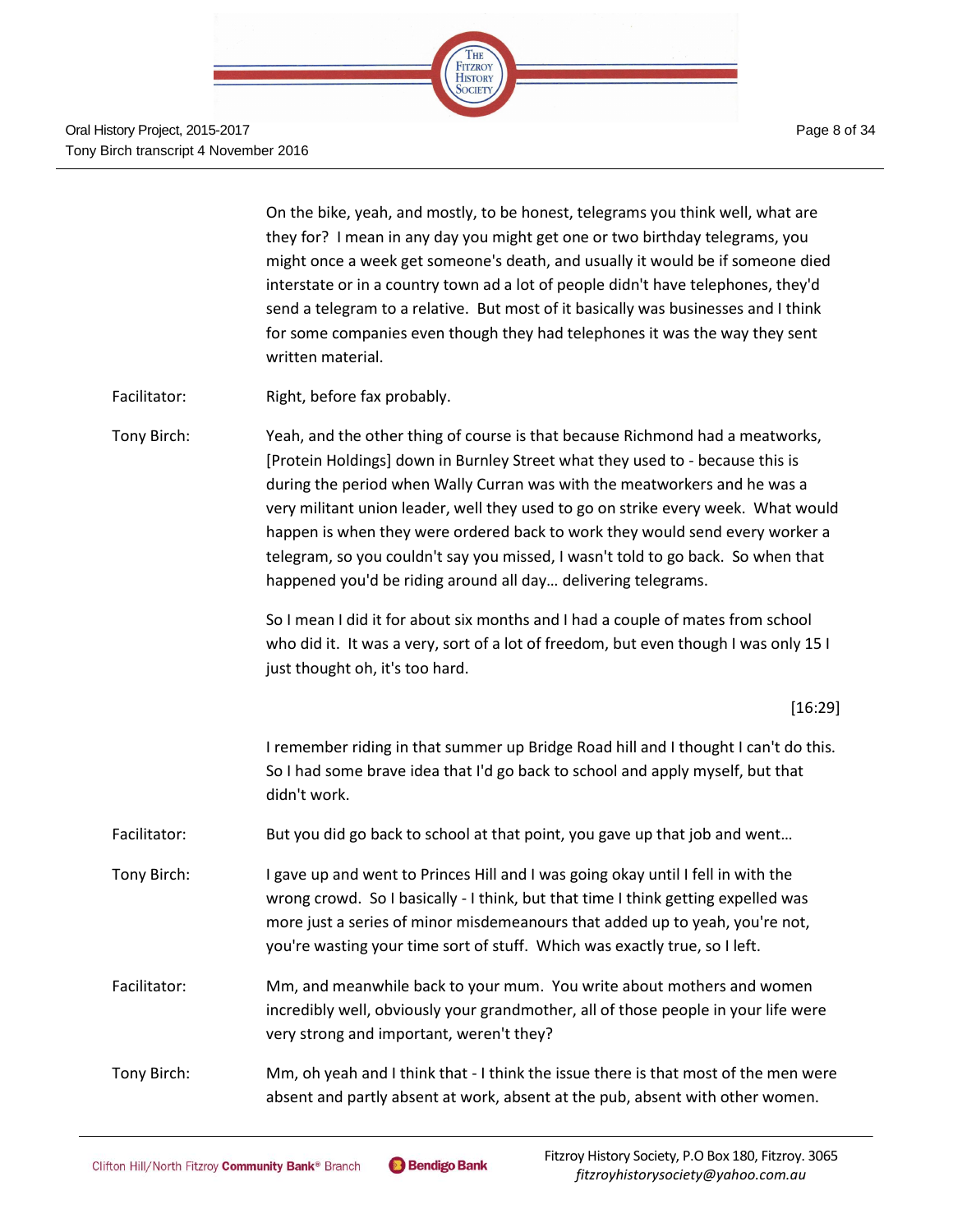On the bike, yeah, and mostly, to be honest, telegrams you think well, what are they for? I mean in any day you might get one or two birthday telegrams, you might once a week get someone's death, and usually it would be if someone died interstate or in a country town ad a lot of people didn't have telephones, they'd send a telegram to a relative. But most of it basically was businesses and I think for some companies even though they had telephones it was the way they sent written material.

**Facilitator:** Right, before fax probably.

**Tony Birch:** Yeah, and the other thing of course is that because Richmond had a meatworks, [Protein Holdings] down in Burnley Street what they used to - because this is during the period when Wally Curran was with the meatworkers and he was a very militant union leader, well they used to go on strike every week. What would happen is when they were ordered back to work they would send every worker a telegram, so you couldn't say you missed, I wasn't told to go back. So when that happened you'd be riding around all day… delivering telegrams.

So I mean I did it for about six months and I had a couple of mates from school who did it. It was a very, sort of a lot of freedom, but even though I was only 15 I just thought oh, it's too hard.

[16:29]

I remember riding in that summer up Bridge Road hill and I thought I can't do this. So I had some brave idea that I'd go back to school and apply myself, but that didn't work.

**Facilitator:** But you did go back to school at that point, you gave up that job and went…

**Tony Birch:** I gave up and went to Princes Hill and I was going okay until I fell in with the wrong crowd. So I basically - I think, but that time I think getting expelled was more just a series of minor misdemeanours that added up to yeah, you're not, you're wasting your time sort of stuff. Which was exactly true, so I left.

**Facilitator:** Mm, and meanwhile back to your mum. You write about mothers and women incredibly well, obviously your grandmother, all of those people in your life were very strong and important, weren't they?

**Tony Birch:** Mm, oh yeah and I think that - I think the issue there is that most of the men were absent and partly absent at work, absent at the pub, absent with other women.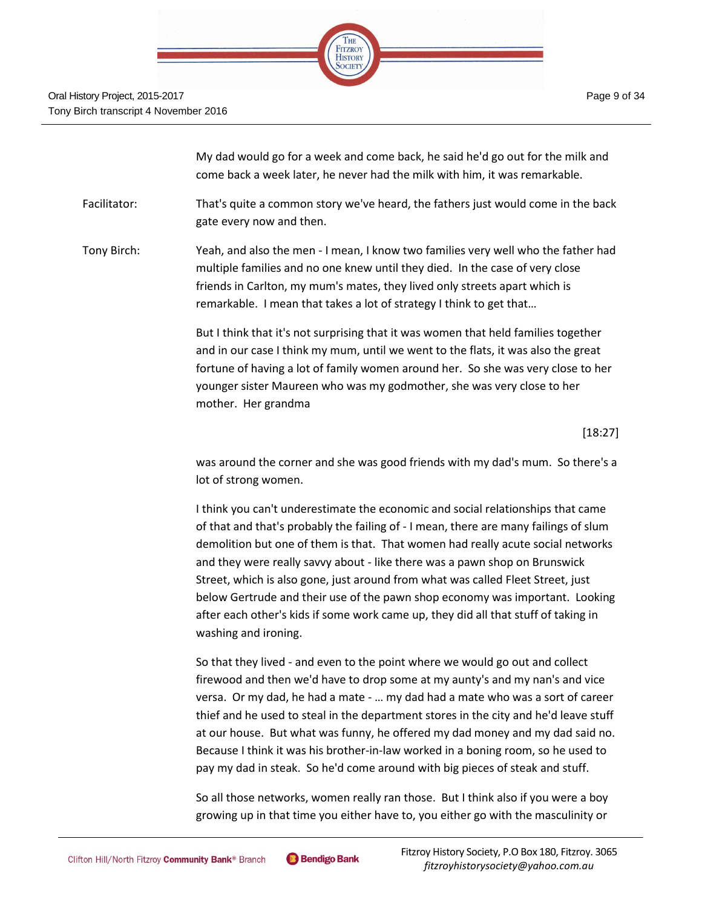My dad would go for a week and come back, he said he'd go out for the milk and come back a week later, he never had the milk with him, it was remarkable.

Facilitator: That's quite a common story we've heard, the fathers just would come in the back gate every now and then.

Tony Birch: Yeah, and also the men - I mean, I know two families very well who the father had multiple families and no one knew until they died. In the case of very close friends in Carlton, my mum's mates, they lived only streets apart which is remarkable. I mean that takes a lot of strategy I think to get that…

But I think that it's not surprising that it was women that held families together and in our case I think my mum, until we went to the flats, it was also the great fortune of having a lot of family women around her. So she was very close to her younger sister Maureen who was my godmother, she was very close to her mother. Her grandma

[18:27]

was around the corner and she was good friends with my dad's mum. So there's a lot of strong women.

I think you can't underestimate the economic and social relationships that came of that and that's probably the failing of - I mean, there are many failings of slum demolition but one of them is that. That women had really acute social networks and they were really savvy about - like there was a pawn shop on Brunswick Street, which is also gone, just around from what was called Fleet Street, just below Gertrude and their use of the pawn shop economy was important. Looking after each other's kids if some work came up, they did all that stuff of taking in washing and ironing.

So that they lived - and even to the point where we would go out and collect firewood and then we'd have to drop some at my aunty's and my nan's and vice versa. Or my dad, he had a mate - … my dad had a mate who was a sort of career thief and he used to steal in the department stores in the city and he'd leave stuff at our house. But what was funny, he offered my dad money and my dad said no. Because I think it was his brother-in-law worked in a boning room, so he used to pay my dad in steak. So he'd come around with big pieces of steak and stuff.

So all those networks, women really ran those. But I think also if you were a boy growing up in that time you either have to, you either go with the masculinity or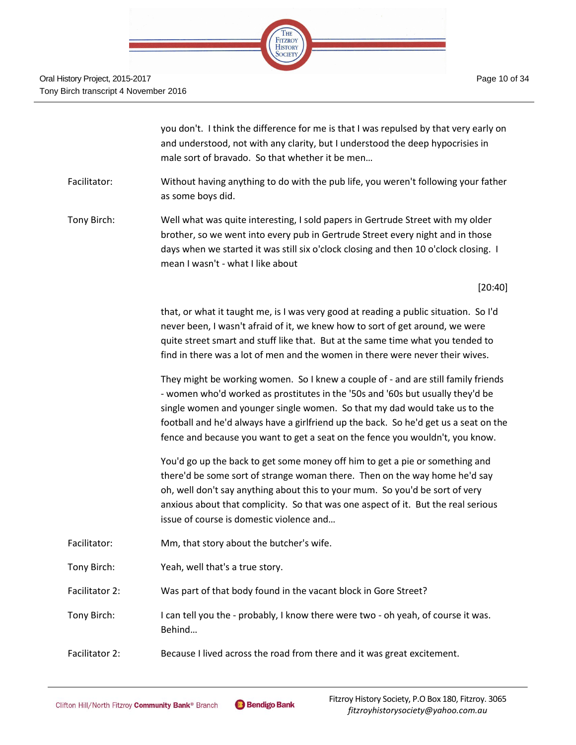you don't. I think the difference for me is that I was repulsed by that very early on and understood, not with any clarity, but I understood the deep hypocrisies in male sort of bravado. So that whether it be men…

Facilitator: Without having anything to do with the pub life, you weren't following your father as some boys did.

Tony Birch: Well what was quite interesting, I sold papers in Gertrude Street with my older brother, so we went into every pub in Gertrude Street every night and in those days when we started it was still six o'clock closing and then 10 o'clock closing. I mean I wasn't - what I like about

[20:40]

that, or what it taught me, is I was very good at reading a public situation. So I'd never been, I wasn't afraid of it, we knew how to sort of get around, we were quite street smart and stuff like that. But at the same time what you tended to find in there was a lot of men and the women in there were never their wives.

They might be working women. So I knew a couple of - and are still family friends - women who'd worked as prostitutes in the '50s and '60s but usually they'd be single women and younger single women. So that my dad would take us to the football and he'd always have a girlfriend up the back. So he'd get us a seat on the fence and because you want to get a seat on the fence you wouldn't, you know.

You'd go up the back to get some money off him to get a pie or something and there'd be some sort of strange woman there. Then on the way home he'd say oh, well don't say anything about this to your mum. So you'd be sort of very anxious about that complicity. So that was one aspect of it. But the real serious issue of course is domestic violence and…

Facilitator: Mm, that story about the butcher's wife.

Tony Birch: Yeah, well that's a true story.

Facilitator 2: Was part of that body found in the vacant block in Gore Street?

Tony Birch: I can tell you the - probably, I know there were two - oh yeah, of course it was. Behind…

Facilitator 2: Because I lived across the road from there and it was great excitement.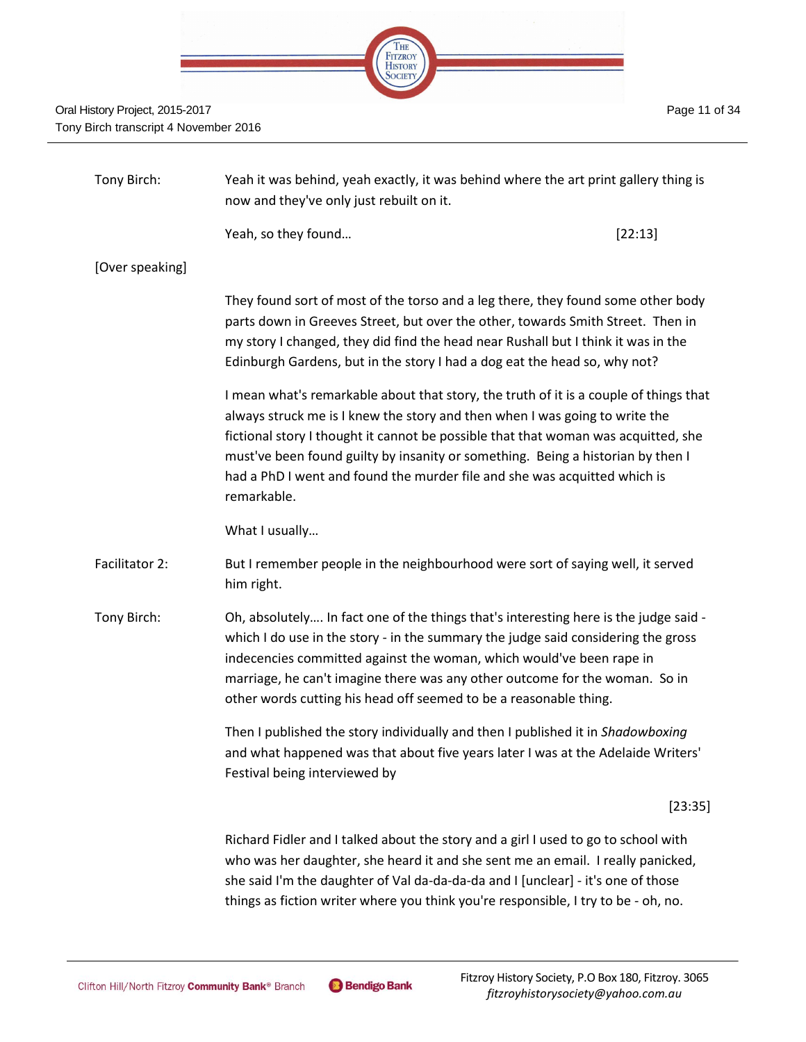Tony Birch: Yeah it was behind, yeah exactly, it was behind where the art print gallery thing is now and they've only just rebuilt on it.

Yeah, so they found… [22:13]

[Over speaking]

They found sort of most of the torso and a leg there, they found some other body parts down in Greeves Street, but over the other, towards Smith Street. Then in my story I changed, they did find the head near Rushall but I think it was in the Edinburgh Gardens, but in the story I had a dog eat the head so, why not?

I mean what's remarkable about that story, the truth of it is a couple of things that always struck me is I knew the story and then when I was going to write the fictional story I thought it cannot be possible that that woman was acquitted, she must've been found guilty by insanity or something. Being a historian by then I had a PhD I went and found the murder file and she was acquitted which is remarkable.

What I usually…

Facilitator 2: But I remember people in the neighbourhood were sort of saying well, it served him right.

Tony Birch: Oh, absolutely…. In fact one of the things that's interesting here is the judge said - which I do use in the story - in the summary the judge said considering the gross indecencies committed against the woman, which would've been rape in marriage, he can't imagine there was any other outcome for the woman. So in other words cutting his head off seemed to be a reasonable thing.

Then I published the story individually and then I published it in *Shadowboxing* and what happened was that about five years later I was at the Adelaide Writers' Festival being interviewed by

[23:35]

Richard Fidler and I talked about the story and a girl I used to go to school with who was her daughter, she heard it and she sent me an email. I really panicked, she said I'm the daughter of Val da-da-da-da and I [unclear] - it's one of those things as fiction writer where you think you're responsible, I try to be - oh, no.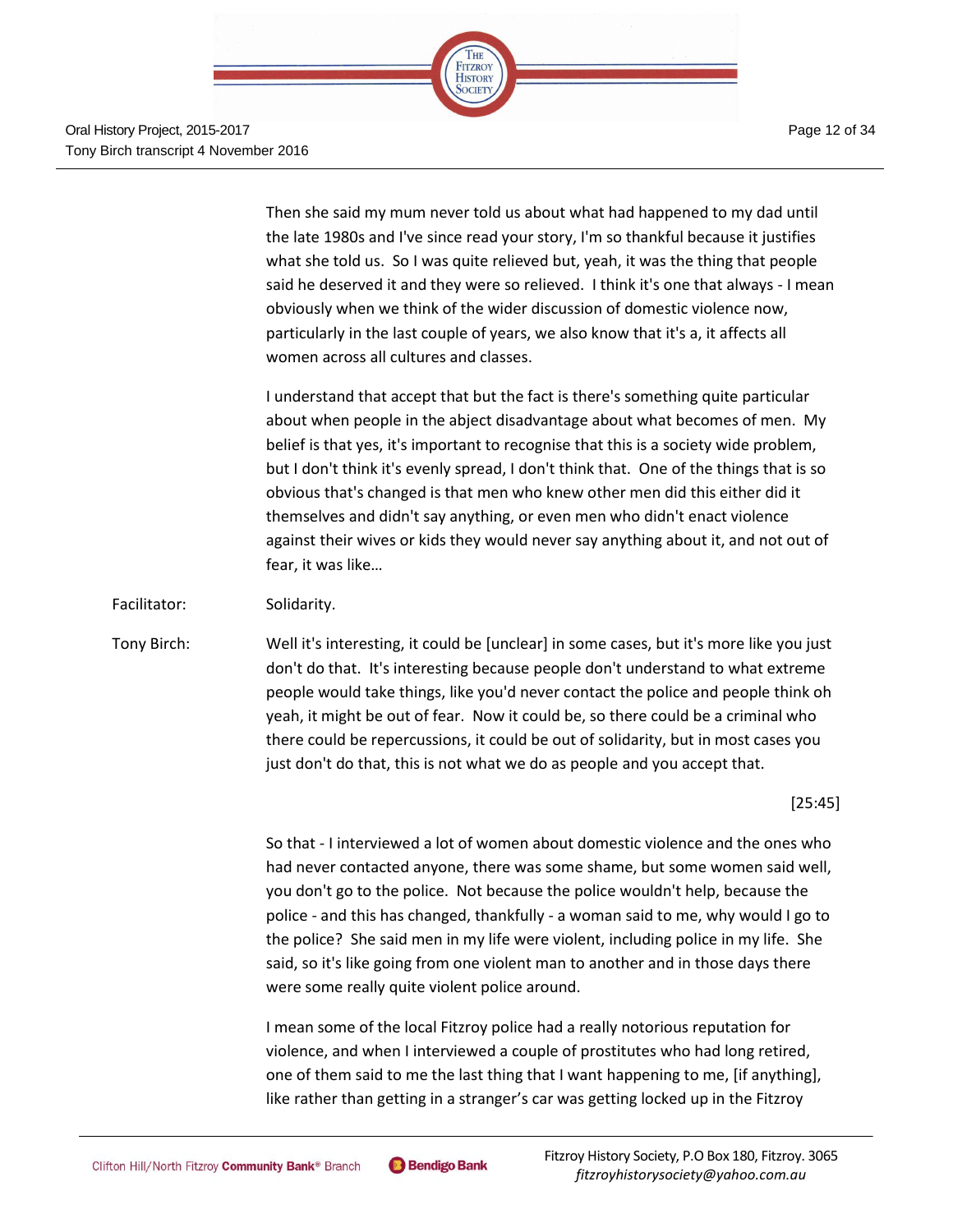Then she said my mum never told us about what had happened to my dad until the late 1980s and I've since read your story, I'm so thankful because it justifies what she told us. So I was quite relieved but, yeah, it was the thing that people said he deserved it and they were so relieved. I think it's one that always - I mean obviously when we think of the wider discussion of domestic violence now, particularly in the last couple of years, we also know that it's a, it affects all women across all cultures and classes.

I understand that accept that but the fact is there's something quite particular about when people in the abject disadvantage about what becomes of men. My belief is that yes, it's important to recognise that this is a society wide problem, but I don't think it's evenly spread, I don't think that. One of the things that is so obvious that's changed is that men who knew other men did this either did it themselves and didn't say anything, or even men who didn't enact violence against their wives or kids they would never say anything about it, and not out of fear, it was like…

Facilitator: Solidarity.

Tony Birch: Well it's interesting, it could be [unclear] in some cases, but it's more like you just don't do that. It's interesting because people don't understand to what extreme people would take things, like you'd never contact the police and people think oh yeah, it might be out of fear. Now it could be, so there could be a criminal who there could be repercussions, it could be out of solidarity, but in most cases you just don't do that, this is not what we do as people and you accept that.

[25:45]

So that - I interviewed a lot of women about domestic violence and the ones who had never contacted anyone, there was some shame, but some women said well, you don't go to the police. Not because the police wouldn't help, because the police - and this has changed, thankfully - a woman said to me, why would I go to the police? She said men in my life were violent, including police in my life. She said, so it's like going from one violent man to another and in those days there were some really quite violent police around.

I mean some of the local Fitzroy police had a really notorious reputation for violence, and when I interviewed a couple of prostitutes who had long retired, one of them said to me the last thing that I want happening to me, [if anything], like rather than getting in a stranger's car was getting locked up in the Fitzroy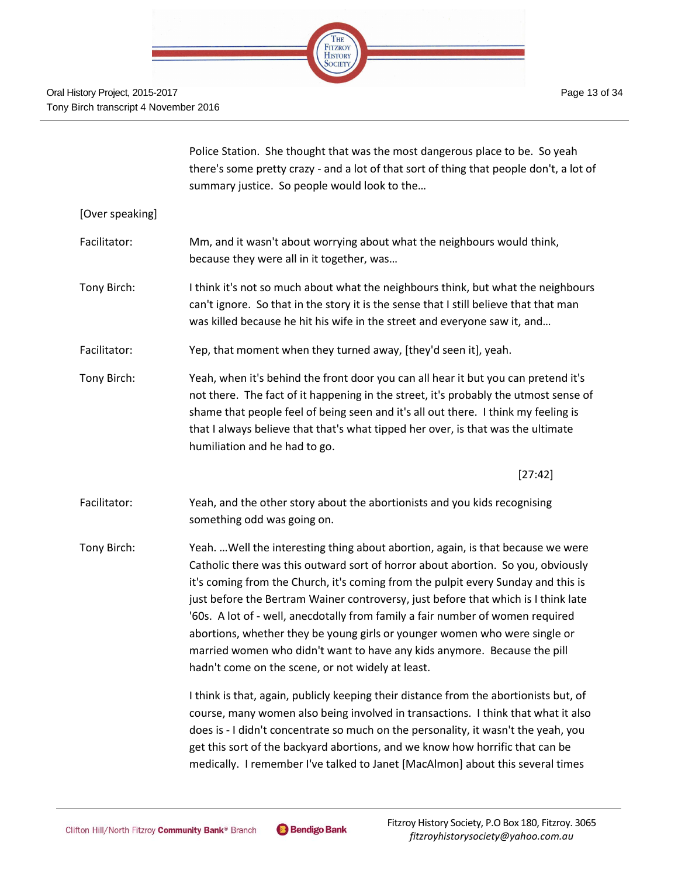Police Station. She thought that was the most dangerous place to be. So yeah there's some pretty crazy - and a lot of that sort of thing that people don't, a lot of summary justice. So people would look to the…

[Over speaking]

Facilitator: Mm, and it wasn't about worrying about what the neighbours would think, because they were all in it together, was…

Tony Birch: I think it's not so much about what the neighbours think, but what the neighbours can't ignore. So that in the story it is the sense that I still believe that that man was killed because he hit his wife in the street and everyone saw it, and…

Facilitator: Yep, that moment when they turned away, [they'd seen it], yeah.

Tony Birch: Yeah, when it's behind the front door you can all hear it but you can pretend it's not there. The fact of it happening in the street, it's probably the utmost sense of shame that people feel of being seen and it's all out there. I think my feeling is that I always believe that that's what tipped her over, is that was the ultimate humiliation and he had to go.

[27:42]

Facilitator: Yeah, and the other story about the abortionists and you kids recognising something odd was going on.

Tony Birch: Yeah. …Well the interesting thing about abortion, again, is that because we were Catholic there was this outward sort of horror about abortion. So you, obviously it's coming from the Church, it's coming from the pulpit every Sunday and this is just before the Bertram Wainer controversy, just before that which is I think late '60s. A lot of - well, anecdotally from family a fair number of women required abortions, whether they be young girls or younger women who were single or married women who didn't want to have any kids anymore. Because the pill hadn't come on the scene, or not widely at least.

I think is that, again, publicly keeping their distance from the abortionists but, of course, many women also being involved in transactions. I think that what it also does is - I didn't concentrate so much on the personality, it wasn't the yeah, you get this sort of the backyard abortions, and we know how horrific that can be medically. I remember I've talked to Janet [MacAlmon] about this several times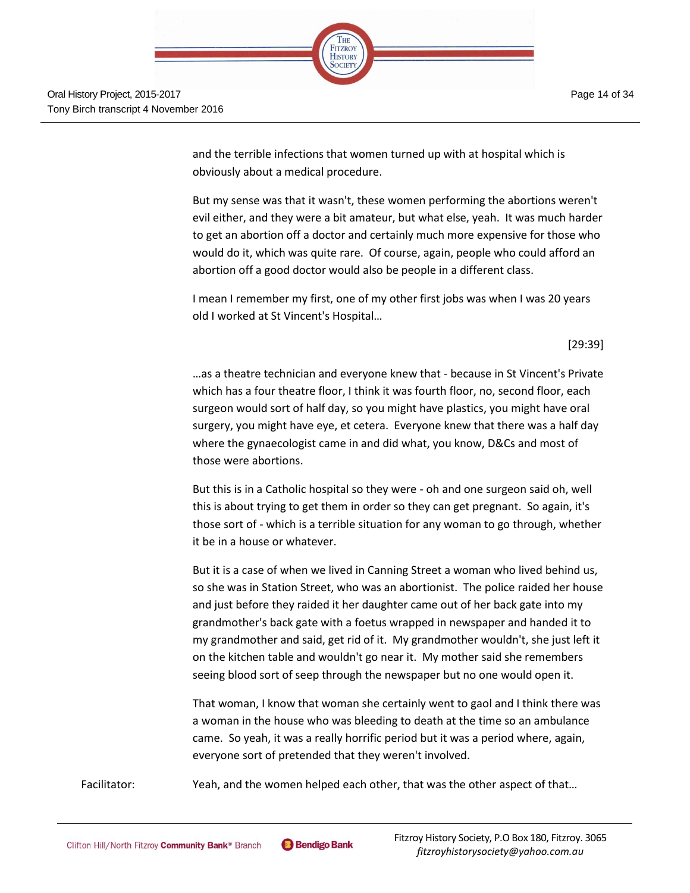and the terrible infections that women turned up with at hospital which is obviously about a medical procedure.

But my sense was that it wasn't, these women performing the abortions weren't evil either, and they were a bit amateur, but what else, yeah. It was much harder to get an abortion off a doctor and certainly much more expensive for those who would do it, which was quite rare. Of course, again, people who could afford an abortion off a good doctor would also be people in a different class.

I mean I remember my first, one of my other first jobs was when I was 20 years old I worked at St Vincent's Hospital…

[29:39]

…as a theatre technician and everyone knew that - because in St Vincent's Private which has a four theatre floor, I think it was fourth floor, no, second floor, each surgeon would sort of half day, so you might have plastics, you might have oral surgery, you might have eye, et cetera. Everyone knew that there was a half day where the gynaecologist came in and did what, you know, D&Cs and most of those were abortions.

But this is in a Catholic hospital so they were - oh and one surgeon said oh, well this is about trying to get them in order so they can get pregnant. So again, it's those sort of - which is a terrible situation for any woman to go through, whether it be in a house or whatever.

But it is a case of when we lived in Canning Street a woman who lived behind us, so she was in Station Street, who was an abortionist. The police raided her house and just before they raided it her daughter came out of her back gate into my grandmother's back gate with a foetus wrapped in newspaper and handed it to my grandmother and said, get rid of it. My grandmother wouldn't, she just left it on the kitchen table and wouldn't go near it. My mother said she remembers seeing blood sort of seep through the newspaper but no one would open it.

That woman, I know that woman she certainly went to gaol and I think there was a woman in the house who was bleeding to death at the time so an ambulance came. So yeah, it was a really horrific period but it was a period where, again, everyone sort of pretended that they weren't involved.

Facilitator: Yeah, and the women helped each other, that was the other aspect of that…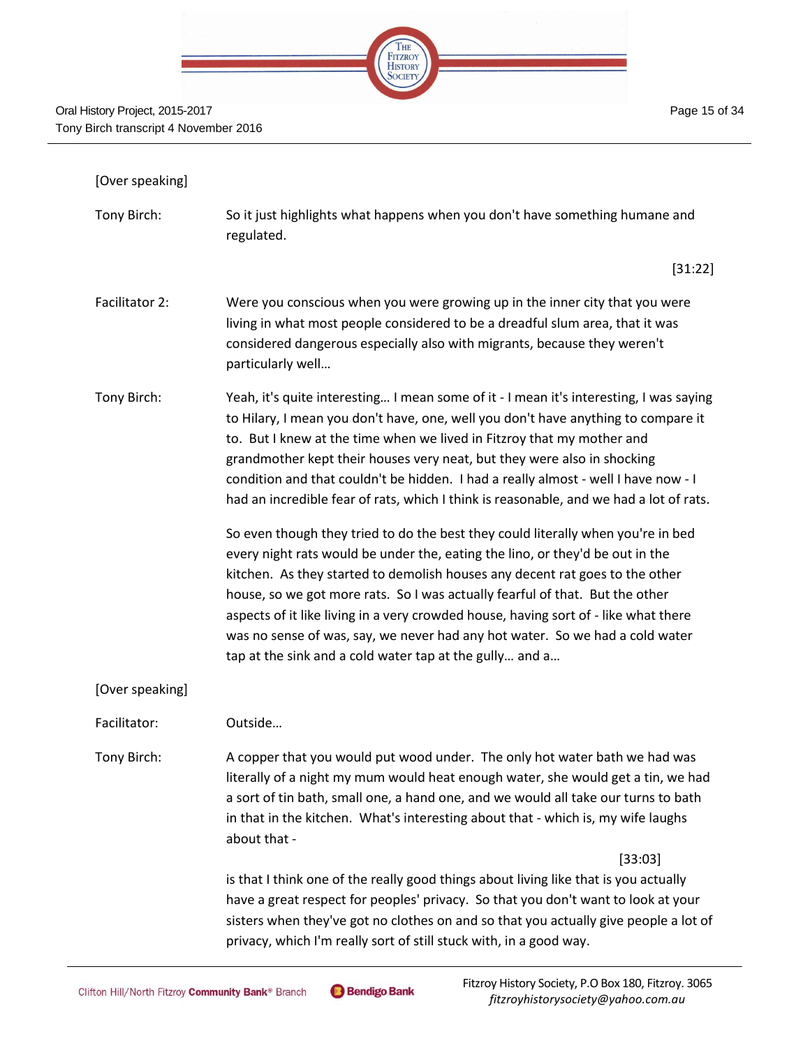[Over speaking]

Tony Birch: So it just highlights what happens when you don't have something humane and regulated.

[31:22]

Facilitator 2: Were you conscious when you were growing up in the inner city that you were living in what most people considered to be a dreadful slum area, that it was considered dangerous especially also with migrants, because they weren't particularly well…

Tony Birch: Yeah, it's quite interesting… I mean some of it - I mean it's interesting, I was saying to Hilary, I mean you don't have, one, well you don't have anything to compare it to. But I knew at the time when we lived in Fitzroy that my mother and grandmother kept their houses very neat, but they were also in shocking condition and that couldn't be hidden. I had a really almost - well I have now - I had an incredible fear of rats, which I think is reasonable, and we had a lot of rats.

So even though they tried to do the best they could literally when you're in bed every night rats would be under the, eating the lino, or they'd be out in the kitchen. As they started to demolish houses any decent rat goes to the other house, so we got more rats. So I was actually fearful of that. But the other aspects of it like living in a very crowded house, having sort of - like what there was no sense of was, say, we never had any hot water. So we had a cold water tap at the sink and a cold water tap at the gully… and a…

[Over speaking]

Facilitator: Outside…

Tony Birch: A copper that you would put wood under. The only hot water bath we had was literally of a night my mum would heat enough water, she would get a tin, we had a sort of tin bath, small one, a hand one, and we would all take our turns to bath in that in the kitchen. What's interesting about that - which is, my wife laughs about that -

[33:03]

is that I think one of the really good things about living like that is you actually have a great respect for peoples' privacy. So that you don't want to look at your sisters when they've got no clothes on and so that you actually give people a lot of privacy, which I'm really sort of still stuck with, in a good way.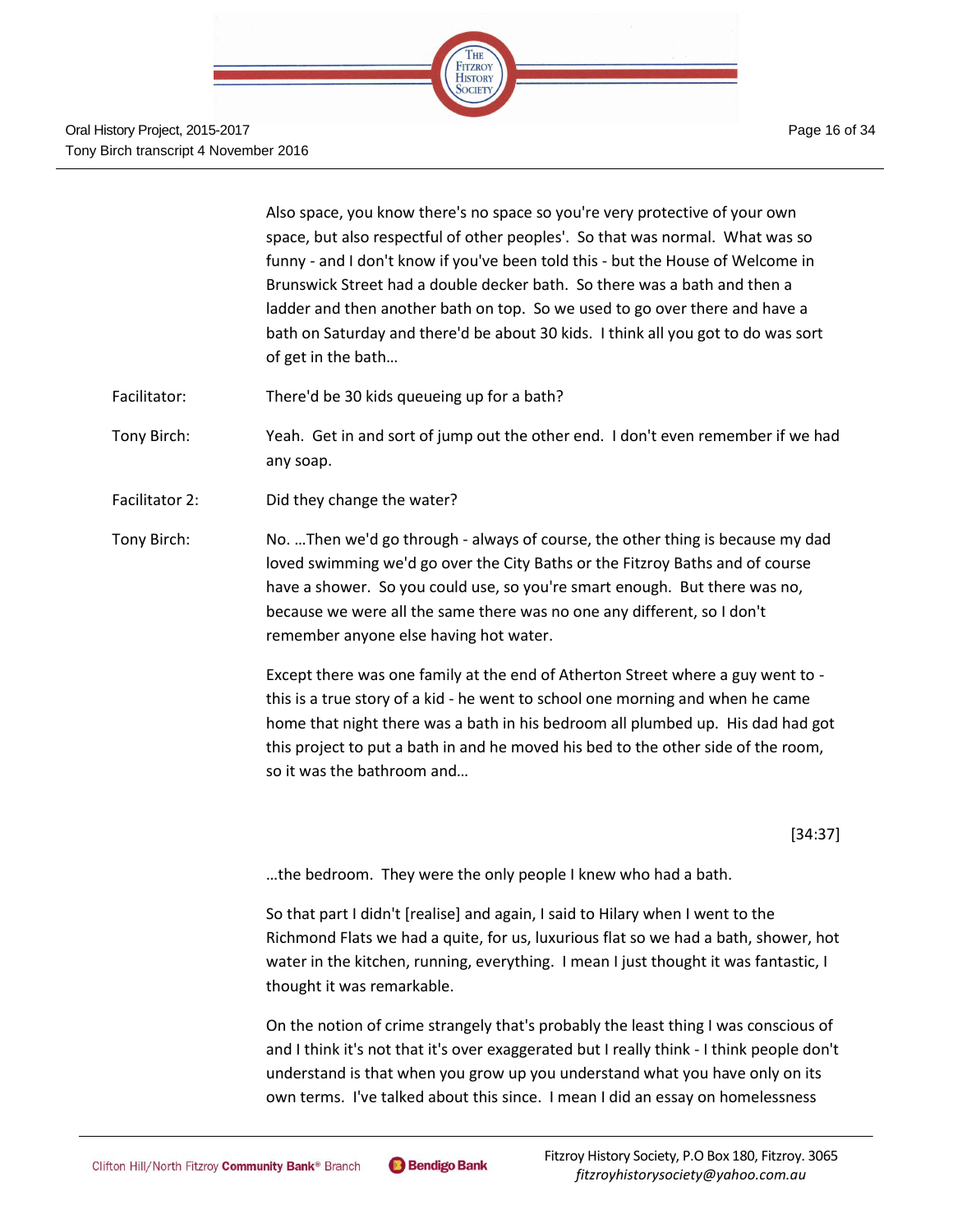Also space, you know there's no space so you're very protective of your own space, but also respectful of other peoples'. So that was normal. What was so funny - and I don't know if you've been told this - but the House of Welcome in Brunswick Street had a double decker bath. So there was a bath and then a ladder and then another bath on top. So we used to go over there and have a bath on Saturday and there'd be about 30 kids. I think all you got to do was sort of get in the bath…

Facilitator: There'd be 30 kids queueing up for a bath?

Tony Birch: Yeah. Get in and sort of jump out the other end. I don't even remember if we had any soap.

Facilitator 2: Did they change the water?

Tony Birch: No. …Then we'd go through - always of course, the other thing is because my dad loved swimming we'd go over the City Baths or the Fitzroy Baths and of course have a shower. So you could use, so you're smart enough. But there was no, because we were all the same there was no one any different, so I don't remember anyone else having hot water.

Except there was one family at the end of Atherton Street where a guy went to - this is a true story of a kid - he went to school one morning and when he came home that night there was a bath in his bedroom all plumbed up. His dad had got this project to put a bath in and he moved his bed to the other side of the room, so it was the bathroom and…

[34:37]

…the bedroom. They were the only people I knew who had a bath.

So that part I didn't [realise] and again, I said to Hilary when I went to the Richmond Flats we had a quite, for us, luxurious flat so we had a bath, shower, hot water in the kitchen, running, everything. I mean I just thought it was fantastic, I thought it was remarkable.

On the notion of crime strangely that's probably the least thing I was conscious of and I think it's not that it's over exaggerated but I really think - I think people don't understand is that when you grow up you understand what you have only on its own terms. I've talked about this since. I mean I did an essay on homelessness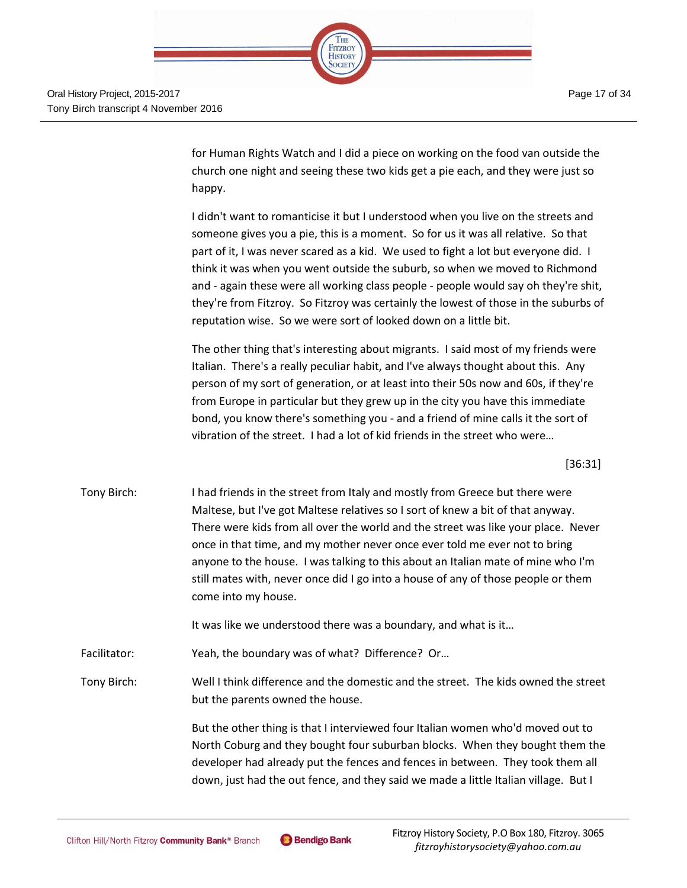for Human Rights Watch and I did a piece on working on the food van outside the church one night and seeing these two kids get a pie each, and they were just so happy.

I didn't want to romanticise it but I understood when you live on the streets and someone gives you a pie, this is a moment. So for us it was all relative. So that part of it, I was never scared as a kid. We used to fight a lot but everyone did. I think it was when you went outside the suburb, so when we moved to Richmond and - again these were all working class people - people would say oh they're shit, they're from Fitzroy. So Fitzroy was certainly the lowest of those in the suburbs of reputation wise. So we were sort of looked down on a little bit.

The other thing that's interesting about migrants. I said most of my friends were Italian. There's a really peculiar habit, and I've always thought about this. Any person of my sort of generation, or at least into their 50s now and 60s, if they're from Europe in particular but they grew up in the city you have this immediate bond, you know there's something you - and a friend of mine calls it the sort of vibration of the street. I had a lot of kid friends in the street who were…

[36:31]

**Tony Birch:** I had friends in the street from Italy and mostly from Greece but there were Maltese, but I've got Maltese relatives so I sort of knew a bit of that anyway. There were kids from all over the world and the street was like your place. Never once in that time, and my mother never once ever told me ever not to bring anyone to the house. I was talking to this about an Italian mate of mine who I'm still mates with, never once did I go into a house of any of those people or them come into my house.

It was like we understood there was a boundary, and what is it…

**Facilitator:** Yeah, the boundary was of what? Difference? Or…

**Tony Birch:** Well I think difference and the domestic and the street. The kids owned the street but the parents owned the house.

But the other thing is that I interviewed four Italian women who'd moved out to North Coburg and they bought four suburban blocks. When they bought them the developer had already put the fences and fences in between. They took them all down, just had the out fence, and they said we made a little Italian village. But I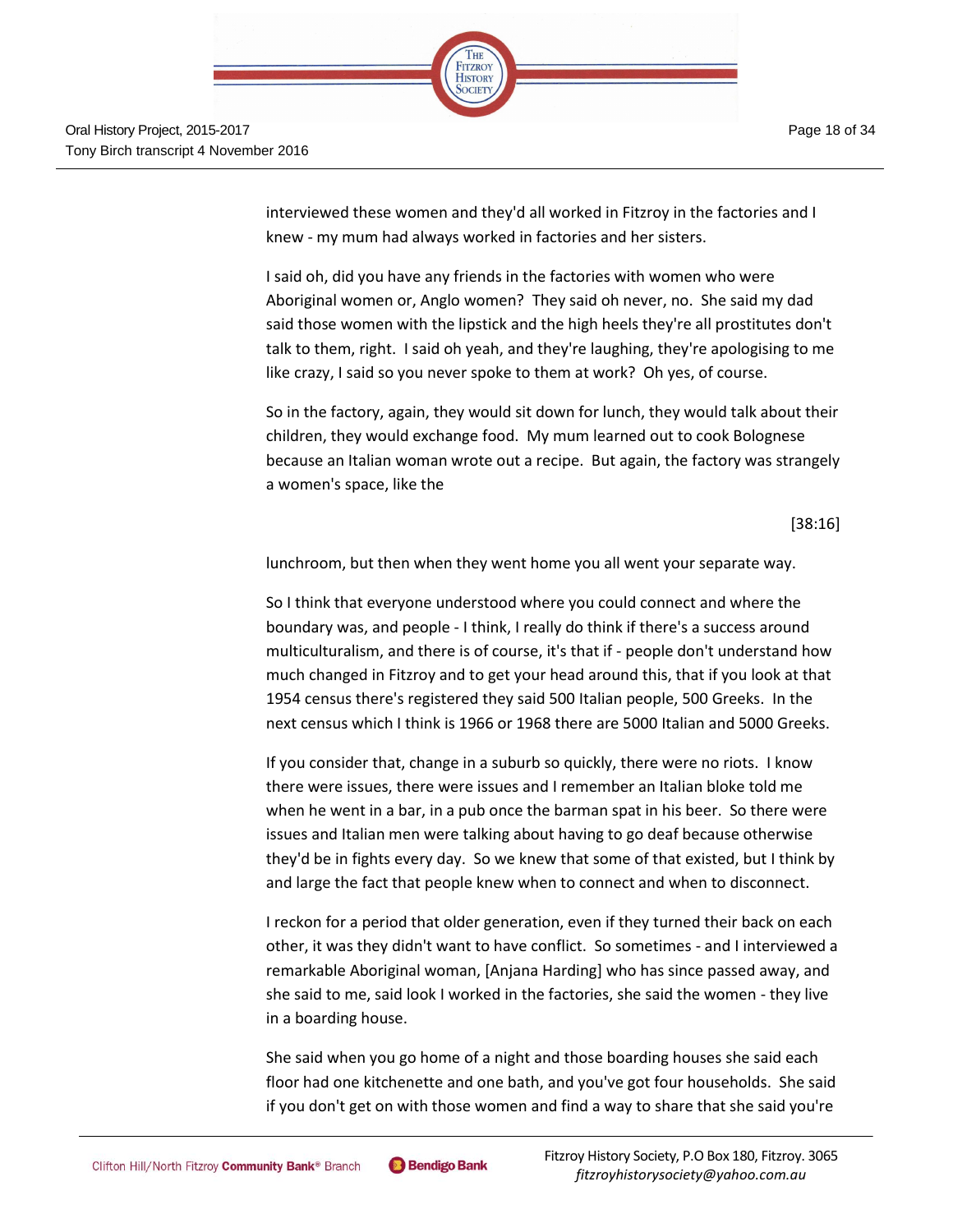interviewed these women and they'd all worked in Fitzroy in the factories and I knew - my mum had always worked in factories and her sisters.

I said oh, did you have any friends in the factories with women who were Aboriginal women or, Anglo women? They said oh never, no. She said my dad said those women with the lipstick and the high heels they're all prostitutes don't talk to them, right. I said oh yeah, and they're laughing, they're apologising to me like crazy, I said so you never spoke to them at work? Oh yes, of course.

So in the factory, again, they would sit down for lunch, they would talk about their children, they would exchange food. My mum learned out to cook Bolognese because an Italian woman wrote out a recipe. But again, the factory was strangely a women's space, like the

[38:16]

lunchroom, but then when they went home you all went your separate way.

So I think that everyone understood where you could connect and where the boundary was, and people - I think, I really do think if there's a success around multiculturalism, and there is of course, it's that if - people don't understand how much changed in Fitzroy and to get your head around this, that if you look at that 1954 census there's registered they said 500 Italian people, 500 Greeks. In the next census which I think is 1966 or 1968 there are 5000 Italian and 5000 Greeks.

If you consider that, change in a suburb so quickly, there were no riots. I know there were issues, there were issues and I remember an Italian bloke told me when he went in a bar, in a pub once the barman spat in his beer. So there were issues and Italian men were talking about having to go deaf because otherwise they'd be in fights every day. So we knew that some of that existed, but I think by and large the fact that people knew when to connect and when to disconnect.

I reckon for a period that older generation, even if they turned their back on each other, it was they didn't want to have conflict. So sometimes - and I interviewed a remarkable Aboriginal woman, [Anjana Harding] who has since passed away, and she said to me, said look I worked in the factories, she said the women - they live in a boarding house.

She said when you go home of a night and those boarding houses she said each floor had one kitchenette and one bath, and you've got four households. She said if you don't get on with those women and find a way to share that she said you're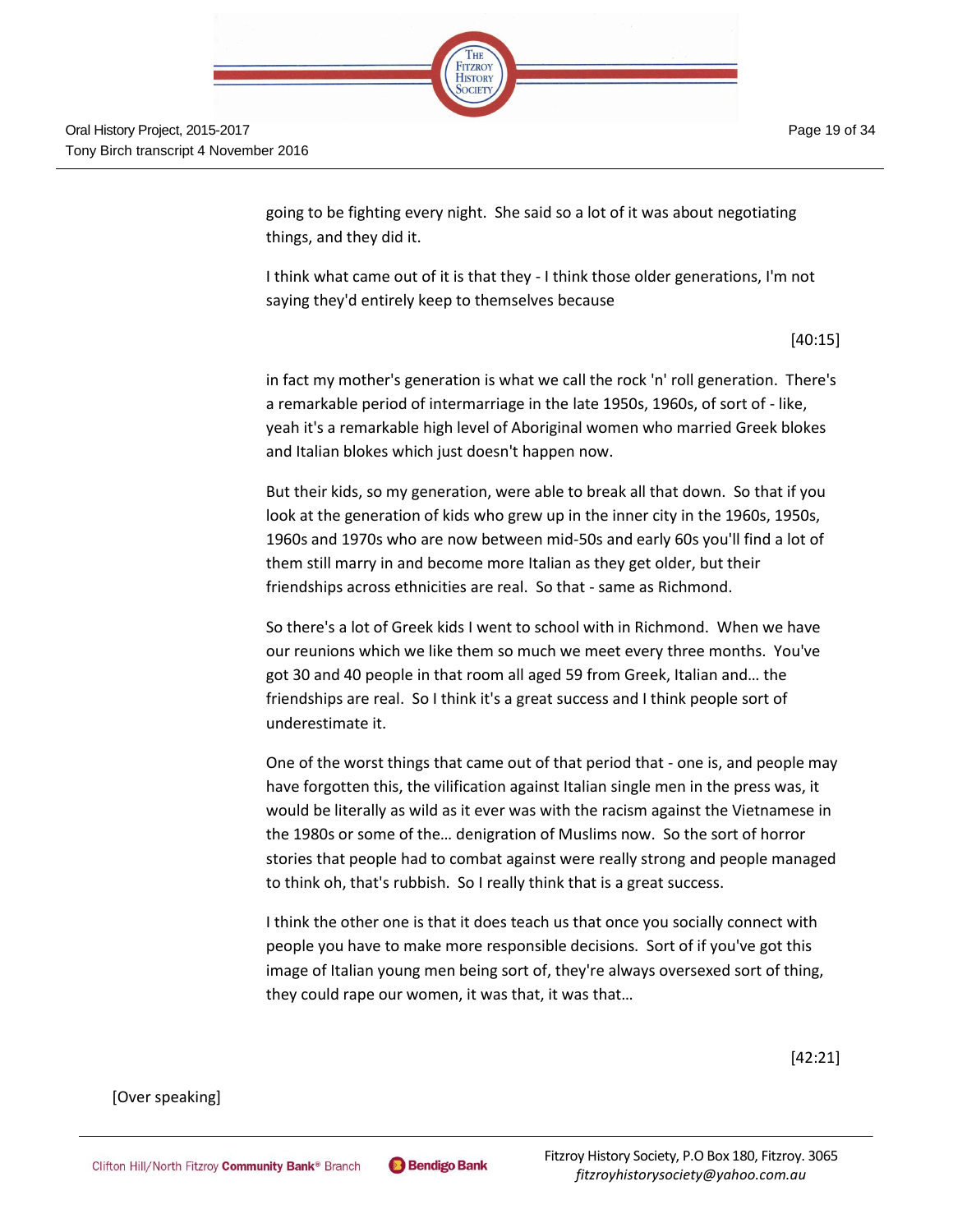going to be fighting every night. She said so a lot of it was about negotiating things, and they did it.

I think what came out of it is that they - I think those older generations, I'm not saying they'd entirely keep to themselves because

[40:15]

in fact my mother's generation is what we call the rock 'n' roll generation. There's a remarkable period of intermarriage in the late 1950s, 1960s, of sort of - like, yeah it's a remarkable high level of Aboriginal women who married Greek blokes and Italian blokes which just doesn't happen now.

But their kids, so my generation, were able to break all that down. So that if you look at the generation of kids who grew up in the inner city in the 1960s, 1950s, 1960s and 1970s who are now between mid-50s and early 60s you'll find a lot of them still marry in and become more Italian as they get older, but their friendships across ethnicities are real. So that - same as Richmond.

So there's a lot of Greek kids I went to school with in Richmond. When we have our reunions which we like them so much we meet every three months. You've got 30 and 40 people in that room all aged 59 from Greek, Italian and… the friendships are real. So I think it's a great success and I think people sort of underestimate it.

One of the worst things that came out of that period that - one is, and people may have forgotten this, the vilification against Italian single men in the press was, it would be literally as wild as it ever was with the racism against the Vietnamese in the 1980s or some of the… denigration of Muslims now. So the sort of horror stories that people had to combat against were really strong and people managed to think oh, that's rubbish. So I really think that is a great success.

I think the other one is that it does teach us that once you socially connect with people you have to make more responsible decisions. Sort of if you've got this image of Italian young men being sort of, they're always oversexed sort of thing, they could rape our women, it was that, it was that…

[42:21]

[Over speaking]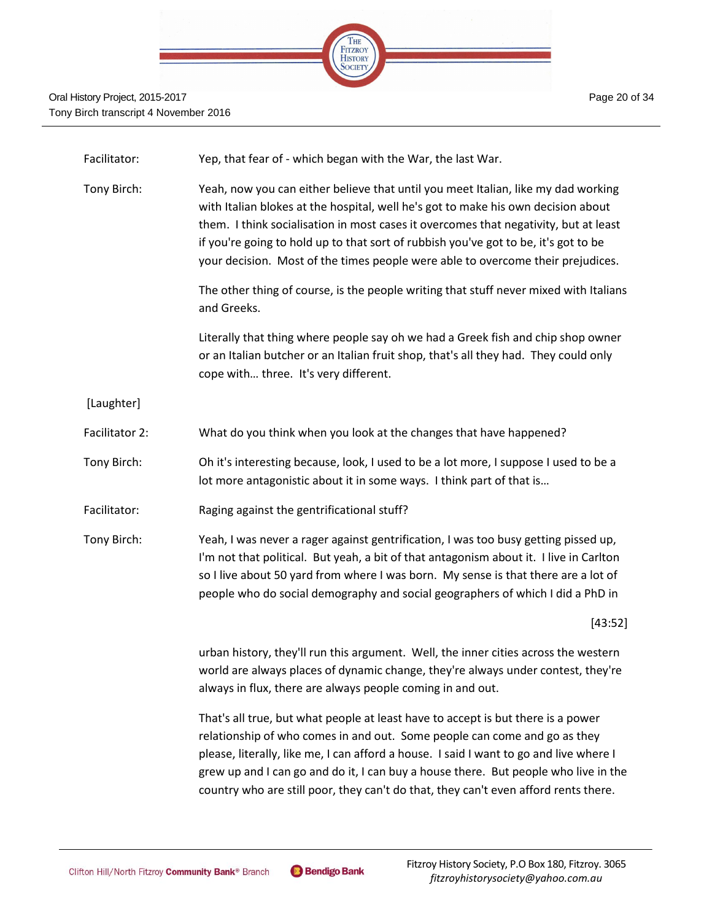Facilitator: Yep, that fear of - which began with the War, the last War.

Tony Birch: Yeah, now you can either believe that until you meet Italian, like my dad working with Italian blokes at the hospital, well he's got to make his own decision about them. I think socialisation in most cases it overcomes that negativity, but at least if you're going to hold up to that sort of rubbish you've got to be, it's got to be your decision. Most of the times people were able to overcome their prejudices.

The other thing of course, is the people writing that stuff never mixed with Italians and Greeks.

Literally that thing where people say oh we had a Greek fish and chip shop owner or an Italian butcher or an Italian fruit shop, that's all they had. They could only cope with… three. It's very different.

[Laughter]

Facilitator 2: What do you think when you look at the changes that have happened?

Tony Birch: Oh it's interesting because, look, I used to be a lot more, I suppose I used to be a lot more antagonistic about it in some ways. I think part of that is…

Facilitator: Raging against the gentrificational stuff?

Tony Birch: Yeah, I was never a rager against gentrification, I was too busy getting pissed up, I'm not that political. But yeah, a bit of that antagonism about it. I live in Carlton so I live about 50 yard from where I was born. My sense is that there are a lot of people who do social demography and social geographers of which I did a PhD in

[43:52]

urban history, they'll run this argument. Well, the inner cities across the western world are always places of dynamic change, they're always under contest, they're always in flux, there are always people coming in and out.

That's all true, but what people at least have to accept is but there is a power relationship of who comes in and out. Some people can come and go as they please, literally, like me, I can afford a house. I said I want to go and live where I grew up and I can go and do it, I can buy a house there. But people who live in the country who are still poor, they can't do that, they can't even afford rents there.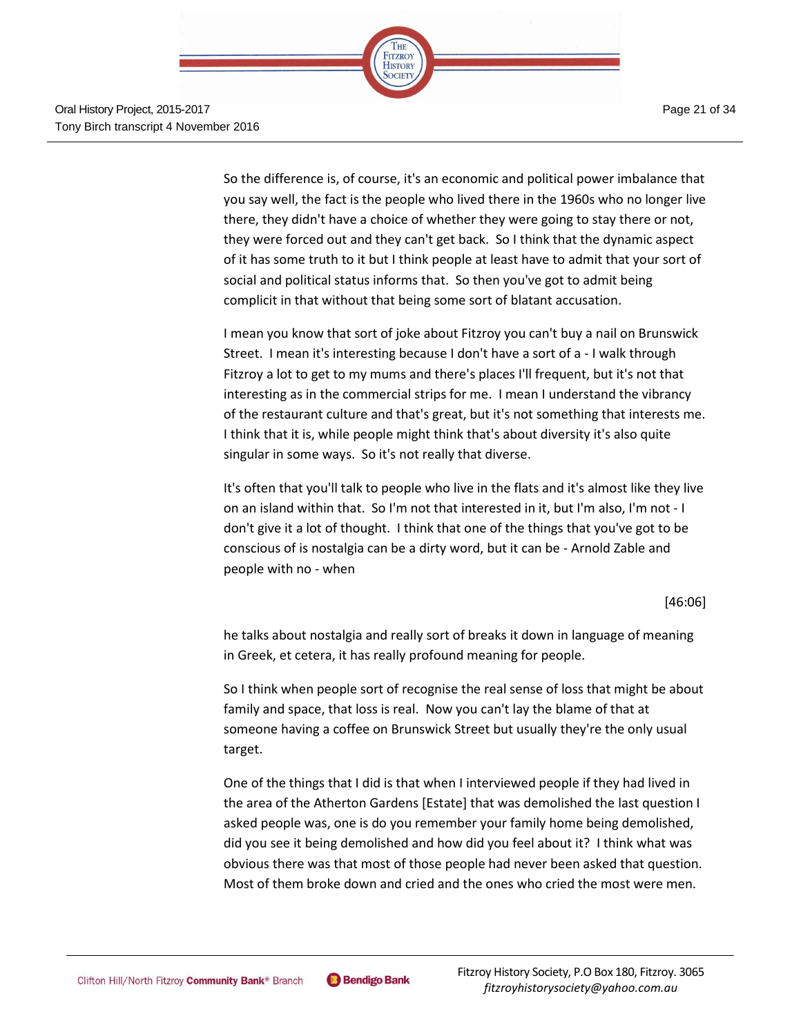So the difference is, of course, it's an economic and political power imbalance that you say well, the fact is the people who lived there in the 1960s who no longer live there, they didn't have a choice of whether they were going to stay there or not, they were forced out and they can't get back. So I think that the dynamic aspect of it has some truth to it but I think people at least have to admit that your sort of social and political status informs that. So then you've got to admit being complicit in that without that being some sort of blatant accusation.

I mean you know that sort of joke about Fitzroy you can't buy a nail on Brunswick Street. I mean it's interesting because I don't have a sort of a - I walk through Fitzroy a lot to get to my mums and there's places I'll frequent, but it's not that interesting as in the commercial strips for me. I mean I understand the vibrancy of the restaurant culture and that's great, but it's not something that interests me. I think that it is, while people might think that's about diversity it's also quite singular in some ways. So it's not really that diverse.

It's often that you'll talk to people who live in the flats and it's almost like they live on an island within that. So I'm not that interested in it, but I'm also, I'm not - I don't give it a lot of thought. I think that one of the things that you've got to be conscious of is nostalgia can be a dirty word, but it can be - Arnold Zable and people with no - when

[46:06]

he talks about nostalgia and really sort of breaks it down in language of meaning in Greek, et cetera, it has really profound meaning for people.

So I think when people sort of recognise the real sense of loss that might be about family and space, that loss is real. Now you can't lay the blame of that at someone having a coffee on Brunswick Street but usually they're the only usual target.

One of the things that I did is that when I interviewed people if they had lived in the area of the Atherton Gardens [Estate] that was demolished the last question I asked people was, one is do you remember your family home being demolished, did you see it being demolished and how did you feel about it? I think what was obvious there was that most of those people had never been asked that question. Most of them broke down and cried and the ones who cried the most were men.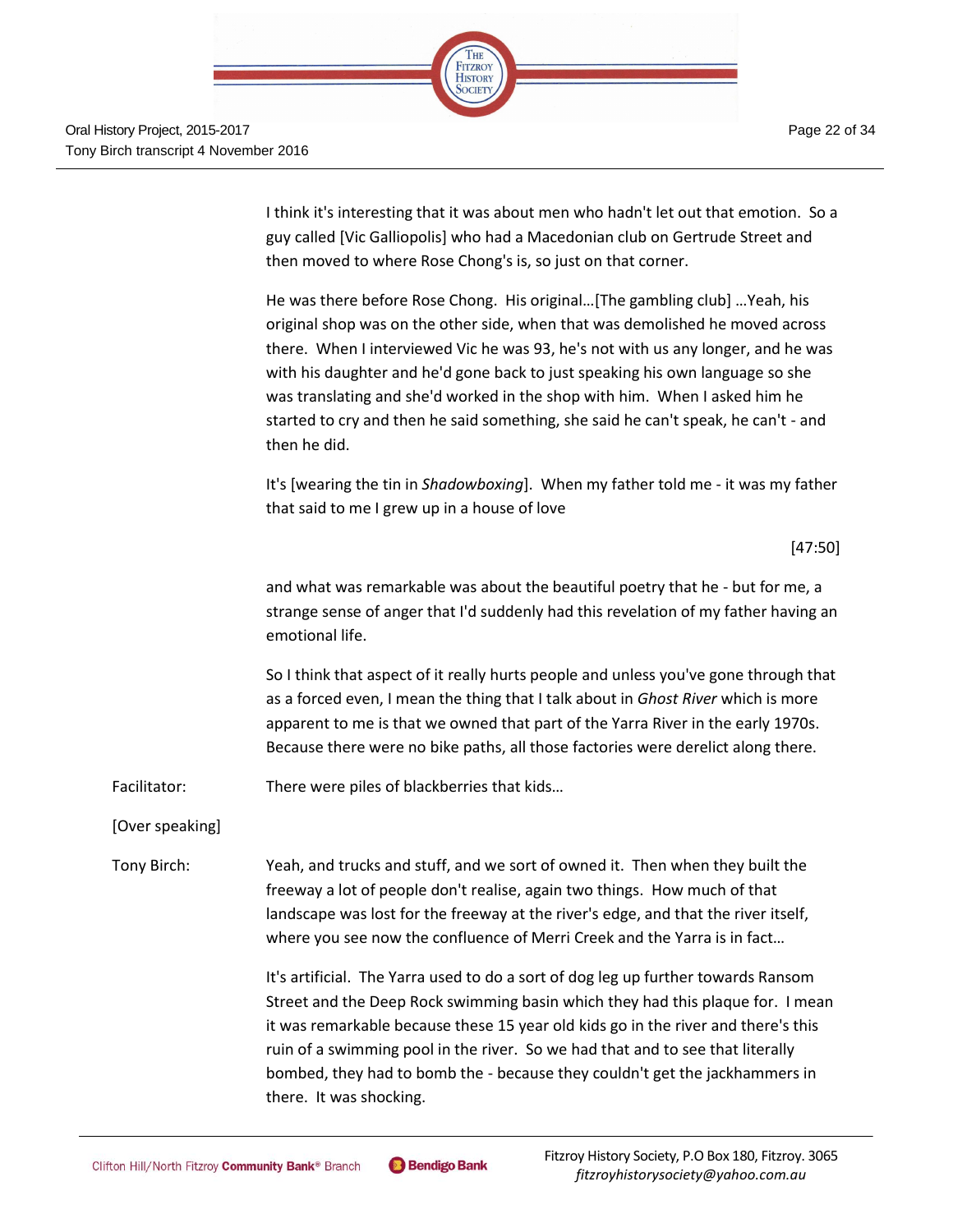I think it's interesting that it was about men who hadn't let out that emotion. So a guy called [Vic Galliopolis] who had a Macedonian club on Gertrude Street and then moved to where Rose Chong's is, so just on that corner.

He was there before Rose Chong. His original…[The gambling club] …Yeah, his original shop was on the other side, when that was demolished he moved across there. When I interviewed Vic he was 93, he's not with us any longer, and he was with his daughter and he'd gone back to just speaking his own language so she was translating and she'd worked in the shop with him. When I asked him he started to cry and then he said something, she said he can't speak, he can't - and then he did.

It's [wearing the tin in *Shadowboxing*]. When my father told me - it was my father that said to me I grew up in a house of love

[47:50]

and what was remarkable was about the beautiful poetry that he - but for me, a strange sense of anger that I'd suddenly had this revelation of my father having an emotional life.

So I think that aspect of it really hurts people and unless you've gone through that as a forced even, I mean the thing that I talk about in *Ghost River* which is more apparent to me is that we owned that part of the Yarra River in the early 1970s. Because there were no bike paths, all those factories were derelict along there.

Facilitator: There were piles of blackberries that kids…

[Over speaking]

Tony Birch: Yeah, and trucks and stuff, and we sort of owned it. Then when they built the freeway a lot of people don't realise, again two things. How much of that landscape was lost for the freeway at the river's edge, and that the river itself, where you see now the confluence of Merri Creek and the Yarra is in fact…

It's artificial. The Yarra used to do a sort of dog leg up further towards Ransom Street and the Deep Rock swimming basin which they had this plaque for. I mean it was remarkable because these 15 year old kids go in the river and there's this ruin of a swimming pool in the river. So we had that and to see that literally bombed, they had to bomb the - because they couldn't get the jackhammers in there. It was shocking.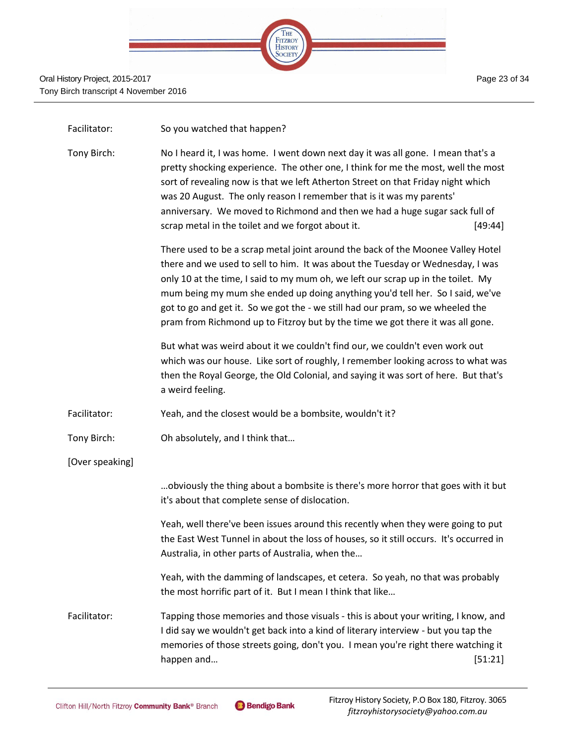Facilitator: So you watched that happen?

Tony Birch: No I heard it, I was home. I went down next day it was all gone. I mean that's a pretty shocking experience. The other one, I think for me the most, well the most sort of revealing now is that we left Atherton Street on that Friday night which was 20 August. The only reason I remember that is it was my parents' anniversary. We moved to Richmond and then we had a huge sugar sack full of scrap metal in the toilet and we forgot about it. [49:44]

There used to be a scrap metal joint around the back of the Moonee Valley Hotel there and we used to sell to him. It was about the Tuesday or Wednesday, I was only 10 at the time, I said to my mum oh, we left our scrap up in the toilet. My mum being my mum she ended up doing anything you'd tell her. So I said, we've got to go and get it. So we got the - we still had our pram, so we wheeled the pram from Richmond up to Fitzroy but by the time we got there it was all gone.

But what was weird about it we couldn't find our, we couldn't even work out which was our house. Like sort of roughly, I remember looking across to what was then the Royal George, the Old Colonial, and saying it was sort of here. But that's a weird feeling.

Facilitator: Yeah, and the closest would be a bombsite, wouldn't it?

Tony Birch: Oh absolutely, and I think that…

[Over speaking]

…obviously the thing about a bombsite is there's more horror that goes with it but it's about that complete sense of dislocation.

Yeah, well there've been issues around this recently when they were going to put the East West Tunnel in about the loss of houses, so it still occurs. It's occurred in Australia, in other parts of Australia, when the…

Yeah, with the damming of landscapes, et cetera. So yeah, no that was probably the most horrific part of it. But I mean I think that like…

Facilitator: Tapping those memories and those visuals - this is about your writing, I know, and I did say we wouldn't get back into a kind of literary interview - but you tap the memories of those streets going, don't you. I mean you're right there watching it happen and… [51:21]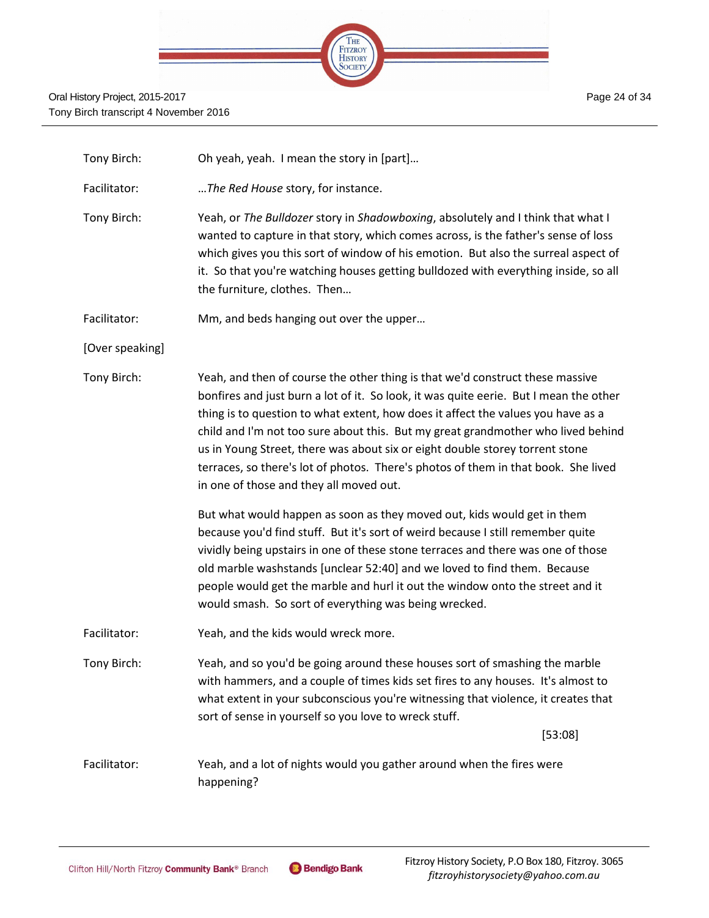Tony Birch: Oh yeah, yeah. I mean the story in [part]…

Facilitator: …*The Red House* story, for instance.

Tony Birch: Yeah, or *The Bulldozer* story in *Shadowboxing*, absolutely and I think that what I wanted to capture in that story, which comes across, is the father's sense of loss which gives you this sort of window of his emotion. But also the surreal aspect of it. So that you're watching houses getting bulldozed with everything inside, so all the furniture, clothes. Then…

Facilitator: Mm, and beds hanging out over the upper…

[Over speaking]

Tony Birch: Yeah, and then of course the other thing is that we'd construct these massive bonfires and just burn a lot of it. So look, it was quite eerie. But I mean the other thing is to question to what extent, how does it affect the values you have as a child and I'm not too sure about this. But my great grandmother who lived behind us in Young Street, there was about six or eight double storey torrent stone terraces, so there's lot of photos. There's photos of them in that book. She lived in one of those and they all moved out.

But what would happen as soon as they moved out, kids would get in them because you'd find stuff. But it's sort of weird because I still remember quite vividly being upstairs in one of these stone terraces and there was one of those old marble washstands [unclear 52:40] and we loved to find them. Because people would get the marble and hurl it out the window onto the street and it would smash. So sort of everything was being wrecked.

Facilitator: Yeah, and the kids would wreck more.

Tony Birch: Yeah, and so you'd be going around these houses sort of smashing the marble with hammers, and a couple of times kids set fires to any houses. It's almost to what extent in your subconscious you're witnessing that violence, it creates that sort of sense in yourself so you love to wreck stuff.

[53:08]

Facilitator: Yeah, and a lot of nights would you gather around when the fires were happening?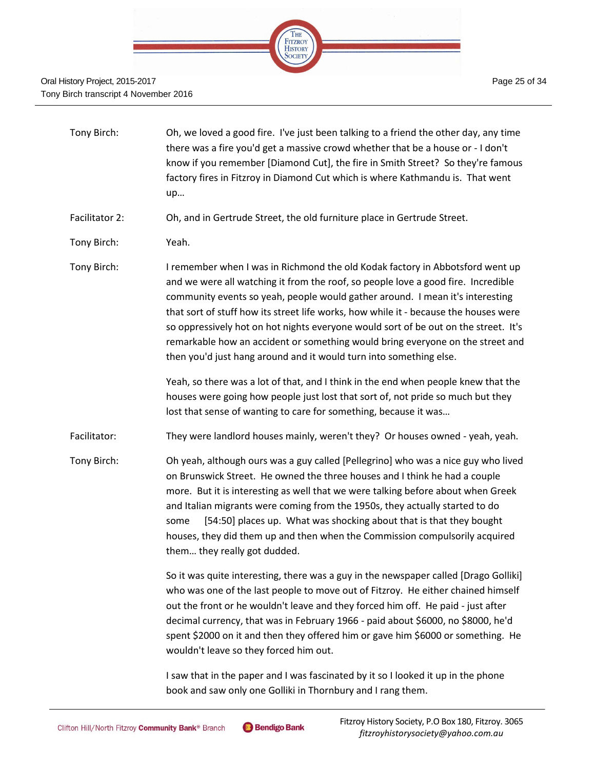Tony Birch: Oh, we loved a good fire. I've just been talking to a friend the other day, any time there was a fire you'd get a massive crowd whether that be a house or - I don't know if you remember [Diamond Cut], the fire in Smith Street? So they're famous factory fires in Fitzroy in Diamond Cut which is where Kathmandu is. That went up…

Facilitator 2: Oh, and in Gertrude Street, the old furniture place in Gertrude Street.

Tony Birch: Yeah.

Tony Birch: I remember when I was in Richmond the old Kodak factory in Abbotsford went up and we were all watching it from the roof, so people love a good fire. Incredible community events so yeah, people would gather around. I mean it's interesting that sort of stuff how its street life works, how while it - because the houses were so oppressively hot on hot nights everyone would sort of be out on the street. It's remarkable how an accident or something would bring everyone on the street and then you'd just hang around and it would turn into something else.

Yeah, so there was a lot of that, and I think in the end when people knew that the houses were going how people just lost that sort of, not pride so much but they lost that sense of wanting to care for something, because it was…

Facilitator: They were landlord houses mainly, weren't they? Or houses owned - yeah, yeah.

Tony Birch: Oh yeah, although ours was a guy called [Pellegrino] who was a nice guy who lived on Brunswick Street. He owned the three houses and I think he had a couple more. But it is interesting as well that we were talking before about when Greek and Italian migrants were coming from the 1950s, they actually started to do some [54:50] places up. What was shocking about that is that they bought houses, they did them up and then when the Commission compulsorily acquired them… they really got dudded.

So it was quite interesting, there was a guy in the newspaper called [Drago Golliki] who was one of the last people to move out of Fitzroy. He either chained himself out the front or he wouldn't leave and they forced him off. He paid - just after decimal currency, that was in February 1966 - paid about $6000, no $8000, he'd spent $2000 on it and then they offered him or gave him $6000 or something. He wouldn't leave so they forced him out.

I saw that in the paper and I was fascinated by it so I looked it up in the phone book and saw only one Golliki in Thornbury and I rang them.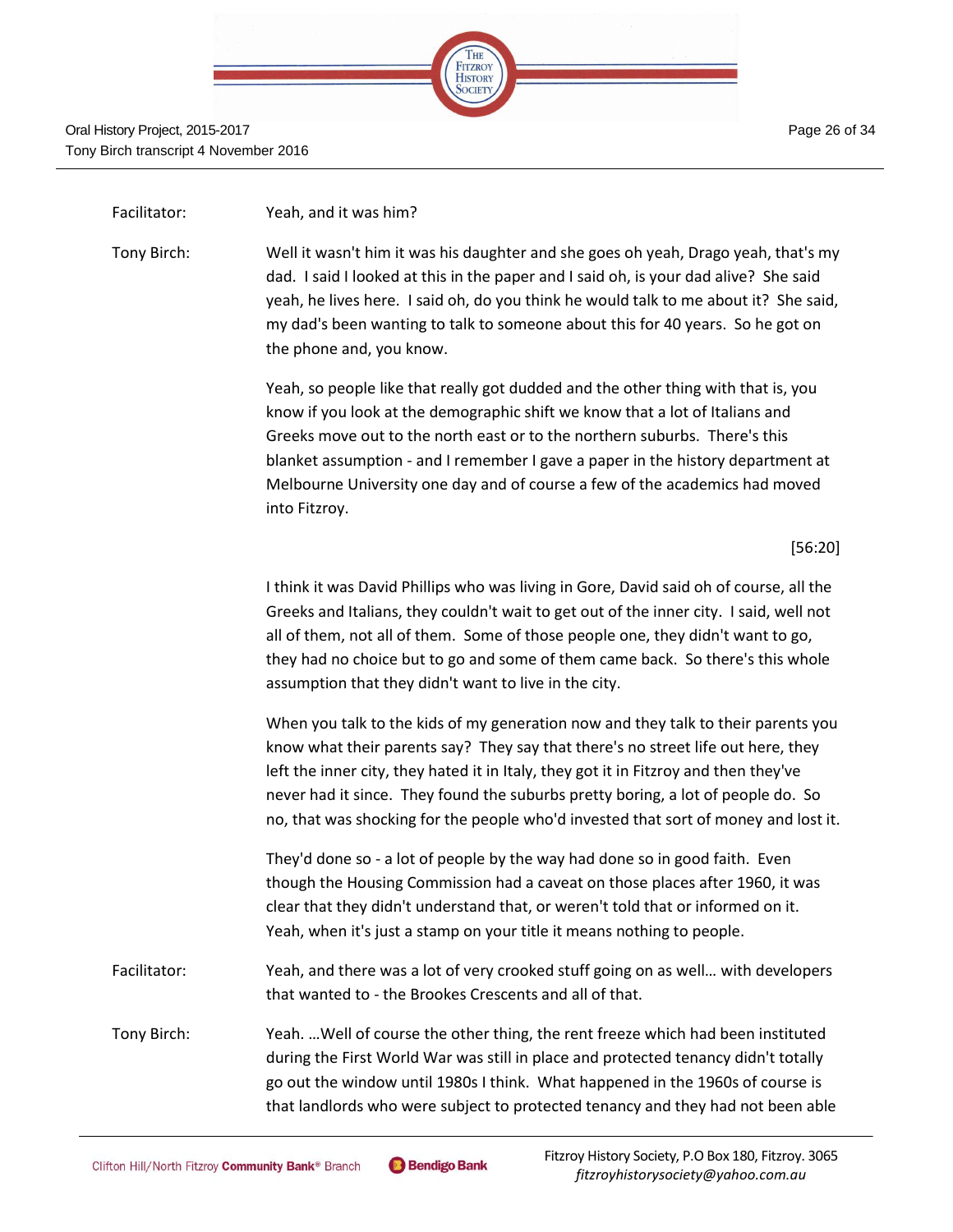Facilitator: Yeah, and it was him?

Tony Birch: Well it wasn't him it was his daughter and she goes oh yeah, Drago yeah, that's my dad. I said I looked at this in the paper and I said oh, is your dad alive? She said yeah, he lives here. I said oh, do you think he would talk to me about it? She said, my dad's been wanting to talk to someone about this for 40 years. So he got on the phone and, you know.

Yeah, so people like that really got dudded and the other thing with that is, you know if you look at the demographic shift we know that a lot of Italians and Greeks move out to the north east or to the northern suburbs. There's this blanket assumption - and I remember I gave a paper in the history department at Melbourne University one day and of course a few of the academics had moved into Fitzroy.

[56:20]

I think it was David Phillips who was living in Gore, David said oh of course, all the Greeks and Italians, they couldn't wait to get out of the inner city. I said, well not all of them, not all of them. Some of those people one, they didn't want to go, they had no choice but to go and some of them came back. So there's this whole assumption that they didn't want to live in the city.

When you talk to the kids of my generation now and they talk to their parents you know what their parents say? They say that there's no street life out here, they left the inner city, they hated it in Italy, they got it in Fitzroy and then they've never had it since. They found the suburbs pretty boring, a lot of people do. So no, that was shocking for the people who'd invested that sort of money and lost it.

They'd done so - a lot of people by the way had done so in good faith. Even though the Housing Commission had a caveat on those places after 1960, it was clear that they didn't understand that, or weren't told that or informed on it. Yeah, when it's just a stamp on your title it means nothing to people.

Facilitator: Yeah, and there was a lot of very crooked stuff going on as well… with developers that wanted to - the Brookes Crescents and all of that.

Tony Birch: Yeah. …Well of course the other thing, the rent freeze which had been instituted during the First World War was still in place and protected tenancy didn't totally go out the window until 1980s I think. What happened in the 1960s of course is that landlords who were subject to protected tenancy and they had not been able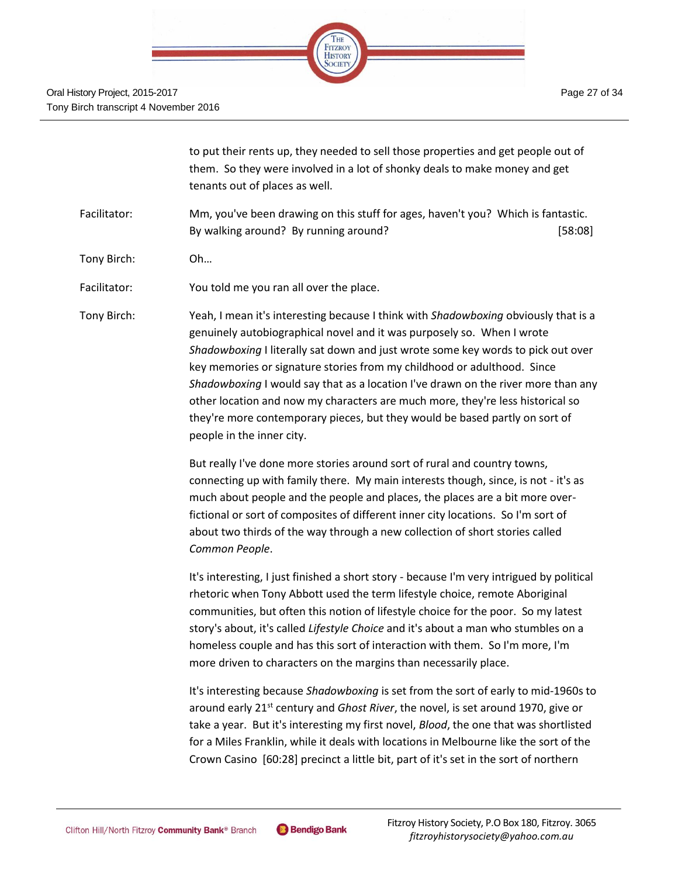to put their rents up, they needed to sell those properties and get people out of them. So they were involved in a lot of shonky deals to make money and get tenants out of places as well.

Facilitator: Mm, you've been drawing on this stuff for ages, haven't you? Which is fantastic. By walking around? By running around? [58:08]

Tony Birch: Oh…

Facilitator: You told me you ran all over the place.

Tony Birch: Yeah, I mean it's interesting because I think with *Shadowboxing* obviously that is a genuinely autobiographical novel and it was purposely so. When I wrote *Shadowboxing* I literally sat down and just wrote some key words to pick out over key memories or signature stories from my childhood or adulthood. Since *Shadowboxing* I would say that as a location I've drawn on the river more than any other location and now my characters are much more, they're less historical so they're more contemporary pieces, but they would be based partly on sort of people in the inner city.

But really I've done more stories around sort of rural and country towns, connecting up with family there. My main interests though, since, is not - it's as much about people and the people and places, the places are a bit more over-fictional or sort of composites of different inner city locations. So I'm sort of about two thirds of the way through a new collection of short stories called *Common People*.

It's interesting, I just finished a short story - because I'm very intrigued by political rhetoric when Tony Abbott used the term lifestyle choice, remote Aboriginal communities, but often this notion of lifestyle choice for the poor. So my latest story's about, it's called *Lifestyle Choice* and it's about a man who stumbles on a homeless couple and has this sort of interaction with them. So I'm more, I'm more driven to characters on the margins than necessarily place.

It's interesting because *Shadowboxing* is set from the sort of early to mid-1960s to around early 21st century and *Ghost River*, the novel, is set around 1970, give or take a year. But it's interesting my first novel, *Blood*, the one that was shortlisted for a Miles Franklin, while it deals with locations in Melbourne like the sort of the Crown Casino [60:28] precinct a little bit, part of it's set in the sort of northern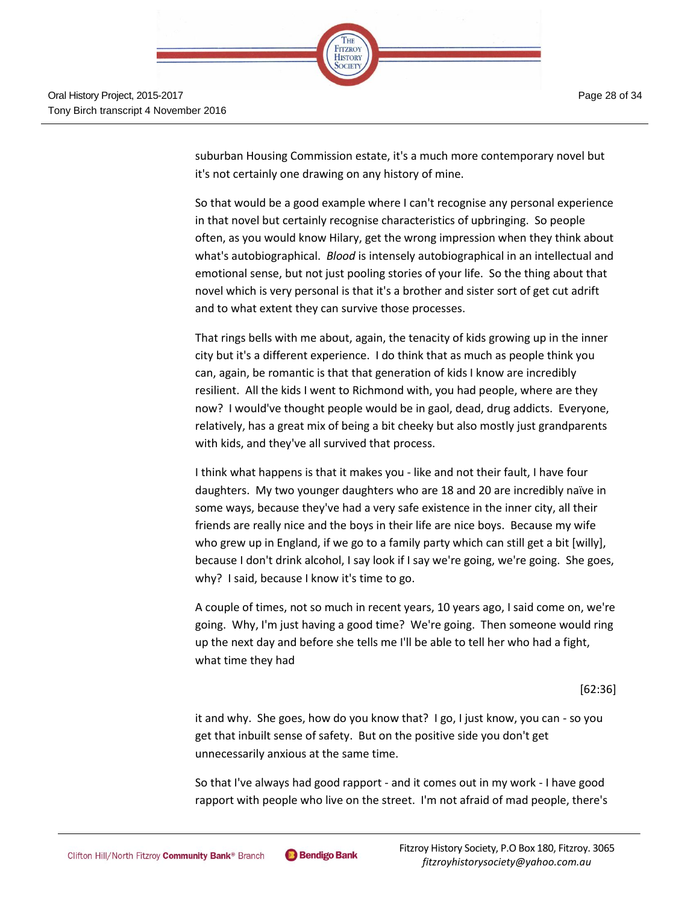suburban Housing Commission estate, it's a much more contemporary novel but it's not certainly one drawing on any history of mine.

So that would be a good example where I can't recognise any personal experience in that novel but certainly recognise characteristics of upbringing. So people often, as you would know Hilary, get the wrong impression when they think about what's autobiographical. *Blood* is intensely autobiographical in an intellectual and emotional sense, but not just pooling stories of your life. So the thing about that novel which is very personal is that it's a brother and sister sort of get cut adrift and to what extent they can survive those processes.

That rings bells with me about, again, the tenacity of kids growing up in the inner city but it's a different experience. I do think that as much as people think you can, again, be romantic is that that generation of kids I know are incredibly resilient. All the kids I went to Richmond with, you had people, where are they now? I would've thought people would be in gaol, dead, drug addicts. Everyone, relatively, has a great mix of being a bit cheeky but also mostly just grandparents with kids, and they've all survived that process.

I think what happens is that it makes you - like and not their fault, I have four daughters. My two younger daughters who are 18 and 20 are incredibly naïve in some ways, because they've had a very safe existence in the inner city, all their friends are really nice and the boys in their life are nice boys. Because my wife who grew up in England, if we go to a family party which can still get a bit [willy], because I don't drink alcohol, I say look if I say we're going, we're going. She goes, why? I said, because I know it's time to go.

A couple of times, not so much in recent years, 10 years ago, I said come on, we're going. Why, I'm just having a good time? We're going. Then someone would ring up the next day and before she tells me I'll be able to tell her who had a fight, what time they had

[62:36]

it and why. She goes, how do you know that? I go, I just know, you can - so you get that inbuilt sense of safety. But on the positive side you don't get unnecessarily anxious at the same time.

So that I've always had good rapport - and it comes out in my work - I have good rapport with people who live on the street. I'm not afraid of mad people, there's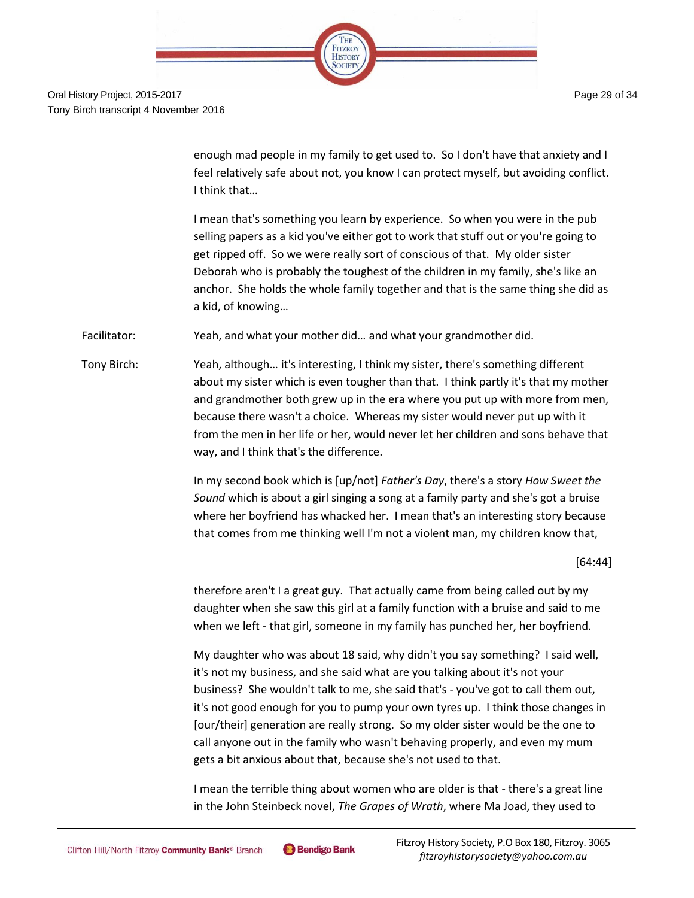enough mad people in my family to get used to. So I don't have that anxiety and I feel relatively safe about not, you know I can protect myself, but avoiding conflict. I think that…

I mean that's something you learn by experience. So when you were in the pub selling papers as a kid you've either got to work that stuff out or you're going to get ripped off. So we were really sort of conscious of that. My older sister Deborah who is probably the toughest of the children in my family, she's like an anchor. She holds the whole family together and that is the same thing she did as a kid, of knowing…

Facilitator: Yeah, and what your mother did… and what your grandmother did.

Tony Birch: Yeah, although… it's interesting, I think my sister, there's something different about my sister which is even tougher than that. I think partly it's that my mother and grandmother both grew up in the era where you put up with more from men, because there wasn't a choice. Whereas my sister would never put up with it from the men in her life or her, would never let her children and sons behave that way, and I think that's the difference.

In my second book which is [up/not] *Father's Day*, there's a story *How Sweet the Sound* which is about a girl singing a song at a family party and she's got a bruise where her boyfriend has whacked her. I mean that's an interesting story because that comes from me thinking well I'm not a violent man, my children know that,

[64:44]

therefore aren't I a great guy. That actually came from being called out by my daughter when she saw this girl at a family function with a bruise and said to me when we left - that girl, someone in my family has punched her, her boyfriend.

My daughter who was about 18 said, why didn't you say something? I said well, it's not my business, and she said what are you talking about it's not your business? She wouldn't talk to me, she said that's - you've got to call them out, it's not good enough for you to pump your own tyres up. I think those changes in [our/their] generation are really strong. So my older sister would be the one to call anyone out in the family who wasn't behaving properly, and even my mum gets a bit anxious about that, because she's not used to that.

I mean the terrible thing about women who are older is that - there's a great line in the John Steinbeck novel, *The Grapes of Wrath*, where Ma Joad, they used to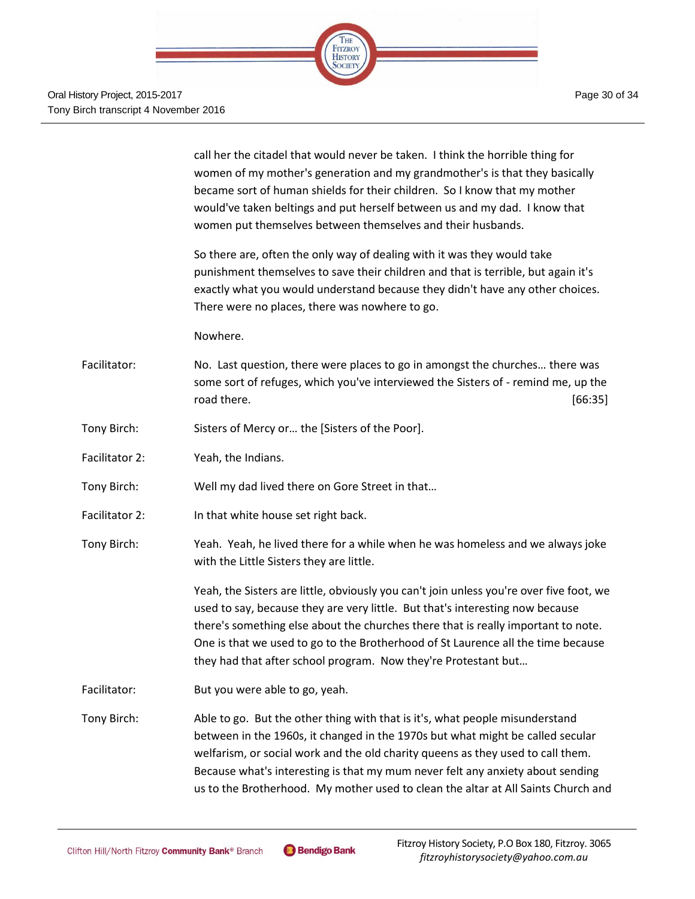call her the citadel that would never be taken. I think the horrible thing for women of my mother's generation and my grandmother's is that they basically became sort of human shields for their children. So I know that my mother would've taken beltings and put herself between us and my dad. I know that women put themselves between themselves and their husbands.

So there are, often the only way of dealing with it was they would take punishment themselves to save their children and that is terrible, but again it's exactly what you would understand because they didn't have any other choices. There were no places, there was nowhere to go.

Nowhere.

Facilitator: No. Last question, there were places to go in amongst the churches… there was some sort of refuges, which you've interviewed the Sisters of - remind me, up the road there. [66:35]

Tony Birch: Sisters of Mercy or… the [Sisters of the Poor].

Facilitator 2: Yeah, the Indians.

Tony Birch: Well my dad lived there on Gore Street in that…

Facilitator 2: In that white house set right back.

Tony Birch: Yeah. Yeah, he lived there for a while when he was homeless and we always joke with the Little Sisters they are little.

Yeah, the Sisters are little, obviously you can't join unless you're over five foot, we used to say, because they are very little. But that's interesting now because there's something else about the churches there that is really important to note. One is that we used to go to the Brotherhood of St Laurence all the time because they had that after school program. Now they're Protestant but…

Facilitator: But you were able to go, yeah.

Tony Birch: Able to go. But the other thing with that is it's, what people misunderstand between in the 1960s, it changed in the 1970s but what might be called secular welfarism, or social work and the old charity queens as they used to call them. Because what's interesting is that my mum never felt any anxiety about sending us to the Brotherhood. My mother used to clean the altar at All Saints Church and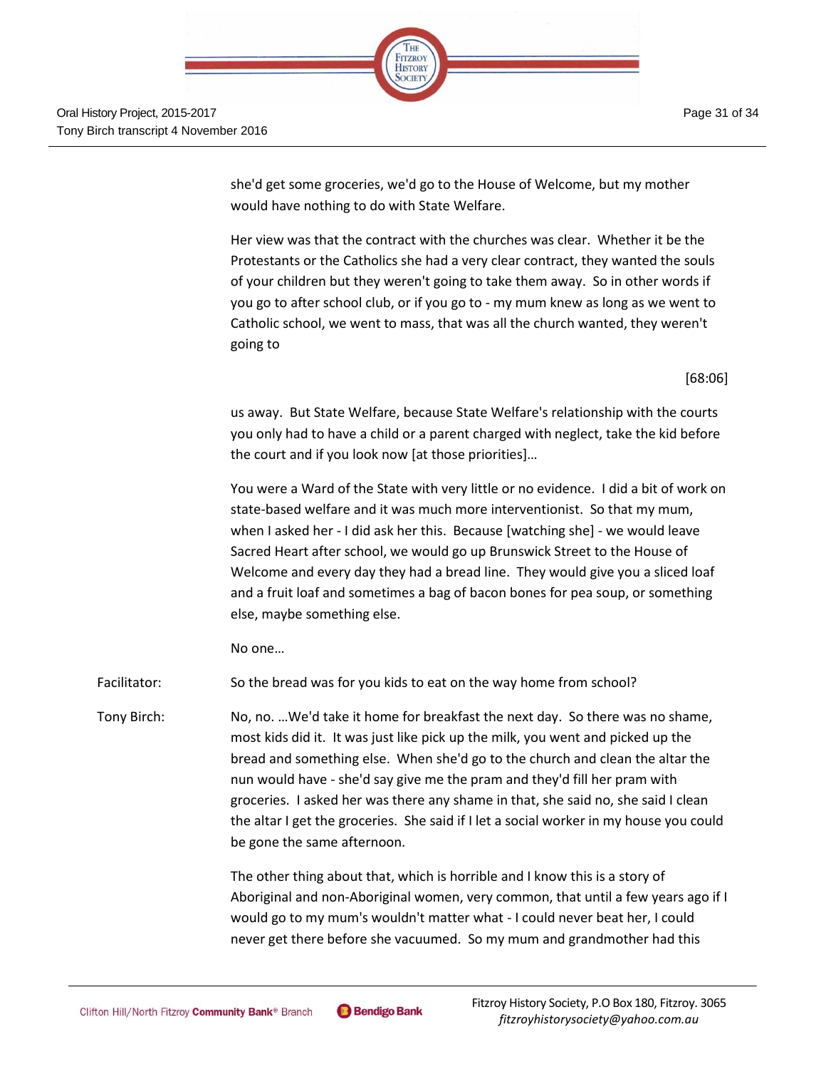she'd get some groceries, we'd go to the House of Welcome, but my mother would have nothing to do with State Welfare.

Her view was that the contract with the churches was clear. Whether it be the Protestants or the Catholics she had a very clear contract, they wanted the souls of your children but they weren't going to take them away. So in other words if you go to after school club, or if you go to - my mum knew as long as we went to Catholic school, we went to mass, that was all the church wanted, they weren't going to

[68:06]

us away. But State Welfare, because State Welfare's relationship with the courts you only had to have a child or a parent charged with neglect, take the kid before the court and if you look now [at those priorities]…

You were a Ward of the State with very little or no evidence. I did a bit of work on state-based welfare and it was much more interventionist. So that my mum, when I asked her - I did ask her this. Because [watching she] - we would leave Sacred Heart after school, we would go up Brunswick Street to the House of Welcome and every day they had a bread line. They would give you a sliced loaf and a fruit loaf and sometimes a bag of bacon bones for pea soup, or something else, maybe something else.

No one…

Facilitator: So the bread was for you kids to eat on the way home from school?

Tony Birch: No, no. …We'd take it home for breakfast the next day. So there was no shame, most kids did it. It was just like pick up the milk, you went and picked up the bread and something else. When she'd go to the church and clean the altar the nun would have - she'd say give me the pram and they'd fill her pram with groceries. I asked her was there any shame in that, she said no, she said I clean the altar I get the groceries. She said if I let a social worker in my house you could be gone the same afternoon.

The other thing about that, which is horrible and I know this is a story of Aboriginal and non-Aboriginal women, very common, that until a few years ago if I would go to my mum's wouldn't matter what - I could never beat her, I could never get there before she vacuumed. So my mum and grandmother had this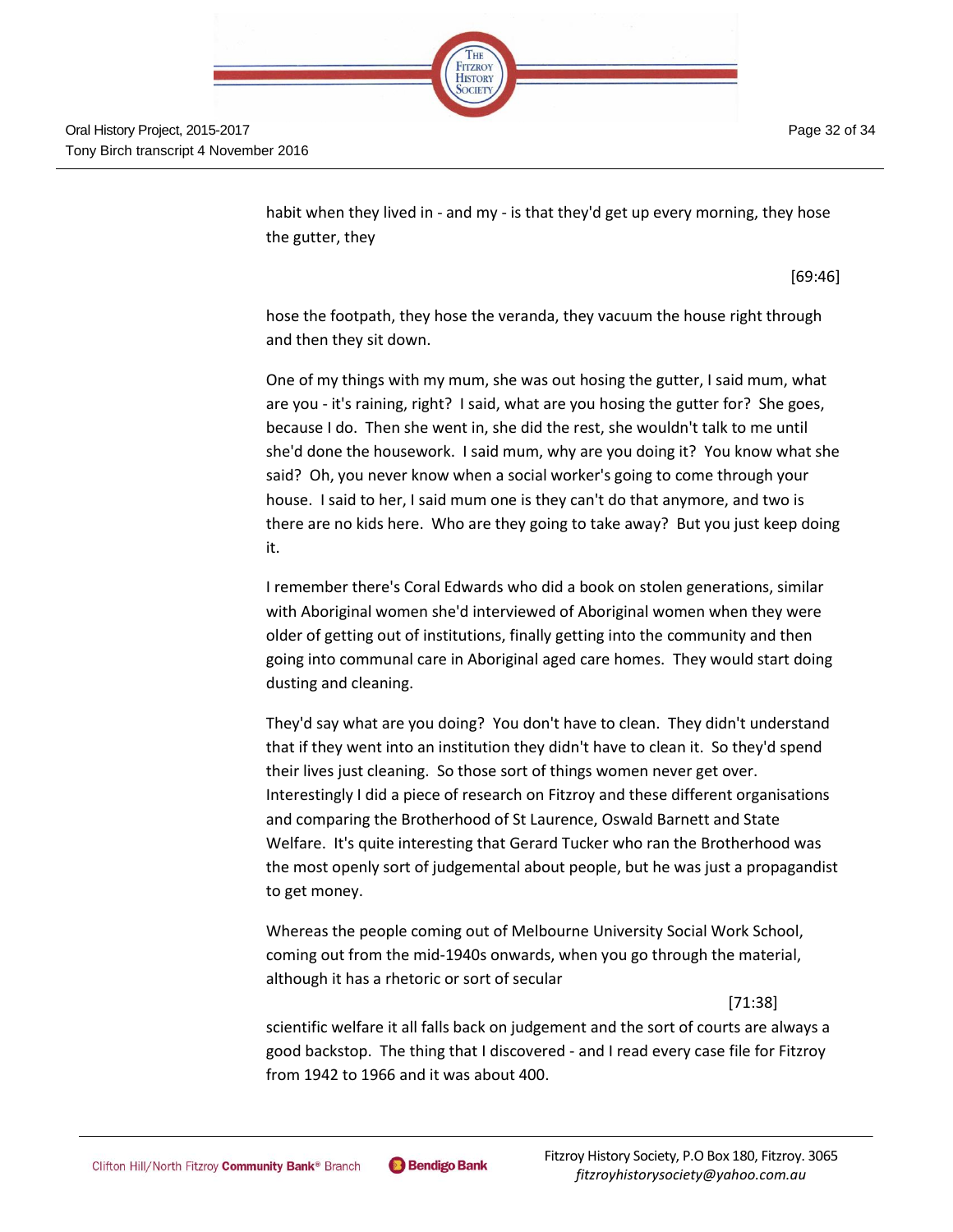habit when they lived in - and my - is that they'd get up every morning, they hose the gutter, they

[69:46]

hose the footpath, they hose the veranda, they vacuum the house right through and then they sit down.

One of my things with my mum, she was out hosing the gutter, I said mum, what are you - it's raining, right? I said, what are you hosing the gutter for? She goes, because I do. Then she went in, she did the rest, she wouldn't talk to me until she'd done the housework. I said mum, why are you doing it? You know what she said? Oh, you never know when a social worker's going to come through your house. I said to her, I said mum one is they can't do that anymore, and two is there are no kids here. Who are they going to take away? But you just keep doing it.

I remember there's Coral Edwards who did a book on stolen generations, similar with Aboriginal women she'd interviewed of Aboriginal women when they were older of getting out of institutions, finally getting into the community and then going into communal care in Aboriginal aged care homes. They would start doing dusting and cleaning.

They'd say what are you doing? You don't have to clean. They didn't understand that if they went into an institution they didn't have to clean it. So they'd spend their lives just cleaning. So those sort of things women never get over. Interestingly I did a piece of research on Fitzroy and these different organisations and comparing the Brotherhood of St Laurence, Oswald Barnett and State Welfare. It's quite interesting that Gerard Tucker who ran the Brotherhood was the most openly sort of judgemental about people, but he was just a propagandist to get money.

Whereas the people coming out of Melbourne University Social Work School, coming out from the mid-1940s onwards, when you go through the material, although it has a rhetoric or sort of secular

[71:38]

scientific welfare it all falls back on judgement and the sort of courts are always a good backstop. The thing that I discovered - and I read every case file for Fitzroy from 1942 to 1966 and it was about 400.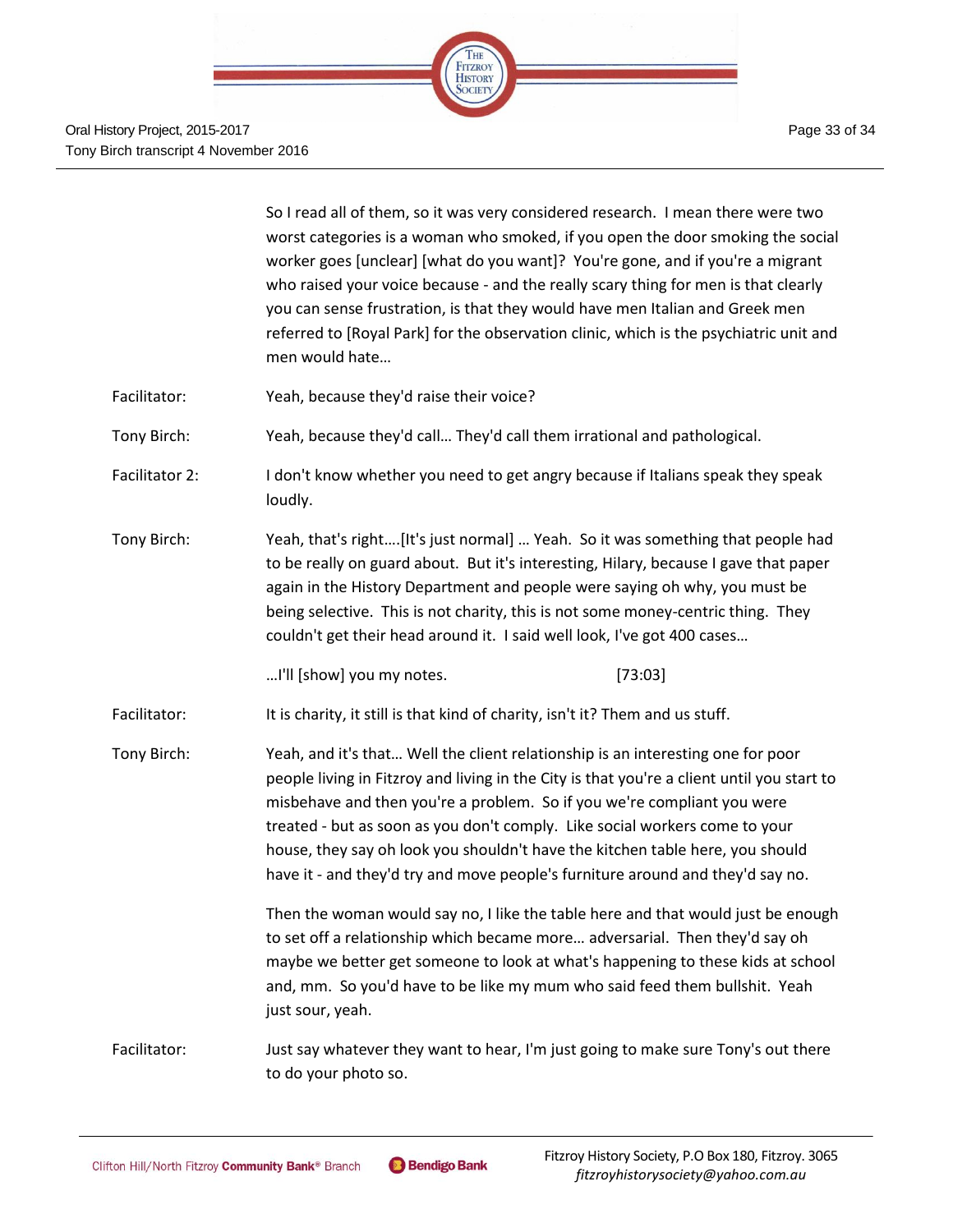So I read all of them, so it was very considered research. I mean there were two worst categories is a woman who smoked, if you open the door smoking the social worker goes [unclear] [what do you want]? You're gone, and if you're a migrant who raised your voice because - and the really scary thing for men is that clearly you can sense frustration, is that they would have men Italian and Greek men referred to [Royal Park] for the observation clinic, which is the psychiatric unit and men would hate…

Facilitator: Yeah, because they'd raise their voice?

Tony Birch: Yeah, because they'd call… They'd call them irrational and pathological.

Facilitator 2: I don't know whether you need to get angry because if Italians speak they speak loudly.

Tony Birch: Yeah, that's right….[It's just normal] … Yeah. So it was something that people had to be really on guard about. But it's interesting, Hilary, because I gave that paper again in the History Department and people were saying oh why, you must be being selective. This is not charity, this is not some money-centric thing. They couldn't get their head around it. I said well look, I've got 400 cases…

…I'll [show] you my notes. [73:03]

Facilitator: It is charity, it still is that kind of charity, isn't it? Them and us stuff.

Tony Birch: Yeah, and it's that… Well the client relationship is an interesting one for poor people living in Fitzroy and living in the City is that you're a client until you start to misbehave and then you're a problem. So if you we're compliant you were treated - but as soon as you don't comply. Like social workers come to your house, they say oh look you shouldn't have the kitchen table here, you should have it - and they'd try and move people's furniture around and they'd say no.

Then the woman would say no, I like the table here and that would just be enough to set off a relationship which became more… adversarial. Then they'd say oh maybe we better get someone to look at what's happening to these kids at school and, mm. So you'd have to be like my mum who said feed them bullshit. Yeah just sour, yeah.

Facilitator: Just say whatever they want to hear, I'm just going to make sure Tony's out there to do your photo so.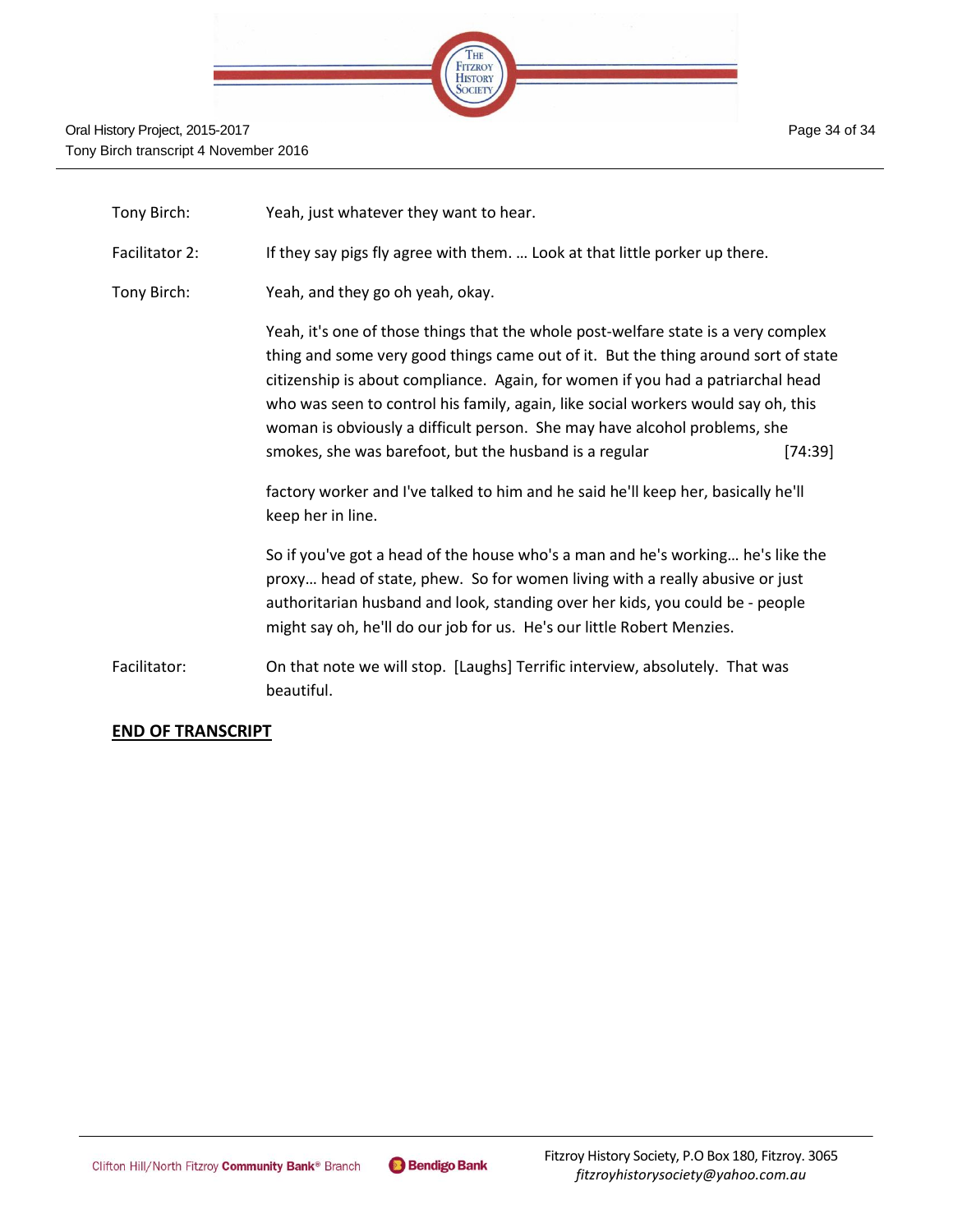Tony Birch: Yeah, just whatever they want to hear.

Facilitator 2: If they say pigs fly agree with them. … Look at that little porker up there.

Tony Birch: Yeah, and they go oh yeah, okay.

Yeah, it's one of those things that the whole post-welfare state is a very complex thing and some very good things came out of it. But the thing around sort of state citizenship is about compliance. Again, for women if you had a patriarchal head who was seen to control his family, again, like social workers would say oh, this woman is obviously a difficult person. She may have alcohol problems, she smokes, she was barefoot, but the husband is a regular [74:39]

factory worker and I've talked to him and he said he'll keep her, basically he'll keep her in line.

So if you've got a head of the house who's a man and he's working… he's like the proxy… head of state, phew. So for women living with a really abusive or just authoritarian husband and look, standing over her kids, you could be - people might say oh, he'll do our job for us. He's our little Robert Menzies.

Facilitator: On that note we will stop. [Laughs] Terrific interview, absolutely. That was beautiful.

**END OF TRANSCRIPT**